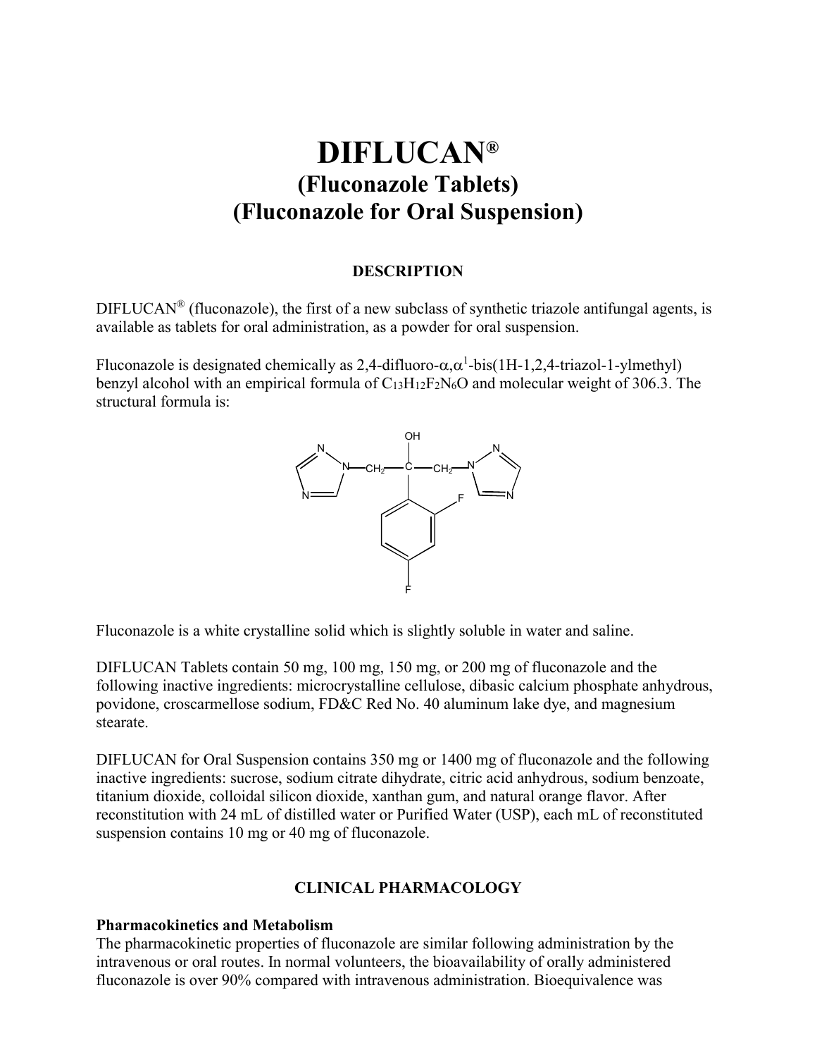# DIFLUCAN®

## (Fluconazole Tablets)
## (Fluconazole for Oral Suspension)

### DESCRIPTION

DIFLUCAN® (fluconazole), the first of a new subclass of synthetic triazole antifungal agents, is available as tablets for oral administration, as a powder for oral suspension.

Fluconazole is designated chemically as 2,4-difluoro-α,α[1]-bis(1H-1,2,4-triazol-1-ylmethyl) benzyl alcohol with an empirical formula of $C_{13}H_{12}F_2N_6O$ and molecular weight of 306.3. The structural formula is:

Fluconazole is a white crystalline solid which is slightly soluble in water and saline.

DIFLUCAN Tablets contain 50 mg, 100 mg, 150 mg, or 200 mg of fluconazole and the following inactive ingredients: microcrystalline cellulose, dibasic calcium phosphate anhydrous, povidone, croscarmellose sodium, FD&C Red No. 40 aluminum lake dye, and magnesium stearate.

DIFLUCAN for Oral Suspension contains 350 mg or 1400 mg of fluconazole and the following inactive ingredients: sucrose, sodium citrate dihydrate, citric acid anhydrous, sodium benzoate, titanium dioxide, colloidal silicon dioxide, xanthan gum, and natural orange flavor. After reconstitution with 24 mL of distilled water or Purified Water (USP), each mL of reconstituted suspension contains 10 mg or 40 mg of fluconazole.

### CLINICAL PHARMACOLOGY

**Pharmacokinetics and Metabolism**

The pharmacokinetic properties of fluconazole are similar following administration by the intravenous or oral routes. In normal volunteers, the bioavailability of orally administered fluconazole is over 90% compared with intravenous administration. Bioequivalence was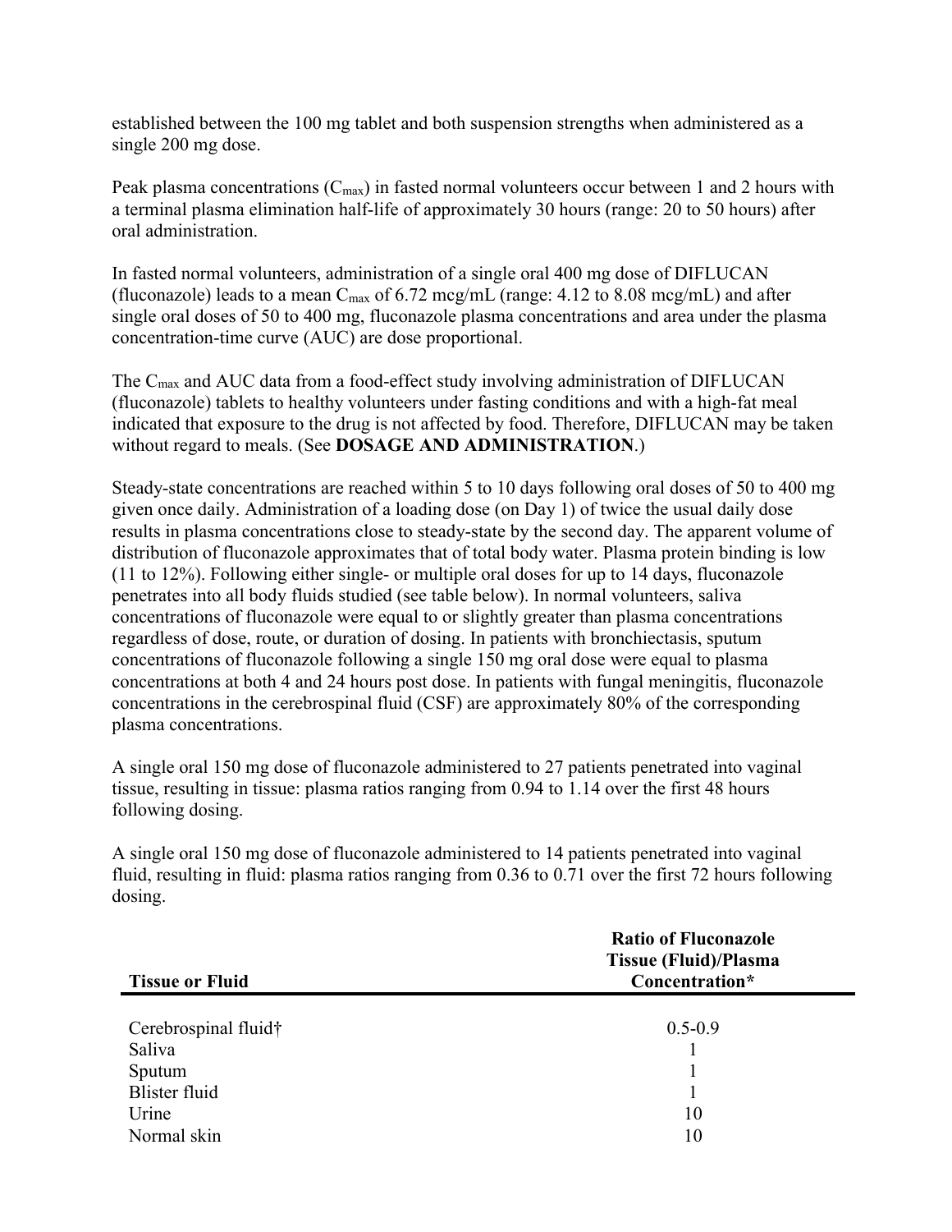established between the 100 mg tablet and both suspension strengths when administered as a single 200 mg dose.

Peak plasma concentrations ($C_{max}$) in fasted normal volunteers occur between 1 and 2 hours with a terminal plasma elimination half-life of approximately 30 hours (range: 20 to 50 hours) after oral administration.

In fasted normal volunteers, administration of a single oral 400 mg dose of DIFLUCAN (fluconazole) leads to a mean $C_{max}$ of 6.72 mcg/mL (range: 4.12 to 8.08 mcg/mL) and after single oral doses of 50 to 400 mg, fluconazole plasma concentrations and area under the plasma concentration-time curve (AUC) are dose proportional.

The $C_{max}$ and AUC data from a food-effect study involving administration of DIFLUCAN (fluconazole) tablets to healthy volunteers under fasting conditions and with a high-fat meal indicated that exposure to the drug is not affected by food. Therefore, DIFLUCAN may be taken without regard to meals. (See **DOSAGE AND ADMINISTRATION**.)

Steady-state concentrations are reached within 5 to 10 days following oral doses of 50 to 400 mg given once daily. Administration of a loading dose (on Day 1) of twice the usual daily dose results in plasma concentrations close to steady-state by the second day. The apparent volume of distribution of fluconazole approximates that of total body water. Plasma protein binding is low (11 to 12%). Following either single- or multiple oral doses for up to 14 days, fluconazole penetrates into all body fluids studied (see table below). In normal volunteers, saliva concentrations of fluconazole were equal to or slightly greater than plasma concentrations regardless of dose, route, or duration of dosing. In patients with bronchiectasis, sputum concentrations of fluconazole following a single 150 mg oral dose were equal to plasma concentrations at both 4 and 24 hours post dose. In patients with fungal meningitis, fluconazole concentrations in the cerebrospinal fluid (CSF) are approximately 80% of the corresponding plasma concentrations.

A single oral 150 mg dose of fluconazole administered to 27 patients penetrated into vaginal tissue, resulting in tissue: plasma ratios ranging from 0.94 to 1.14 over the first 48 hours following dosing.

A single oral 150 mg dose of fluconazole administered to 14 patients penetrated into vaginal fluid, resulting in fluid: plasma ratios ranging from 0.36 to 0.71 over the first 72 hours following dosing.

| Tissue or Fluid | Ratio of Fluconazole Tissue (Fluid)/Plasma Concentration* |
|---|---|
| Cerebrospinal fluid† | 0.5-0.9 |
| Saliva | 1 |
| Sputum | 1 |
| Blister fluid | 1 |
| Urine | 10 |
| Normal skin | 10 |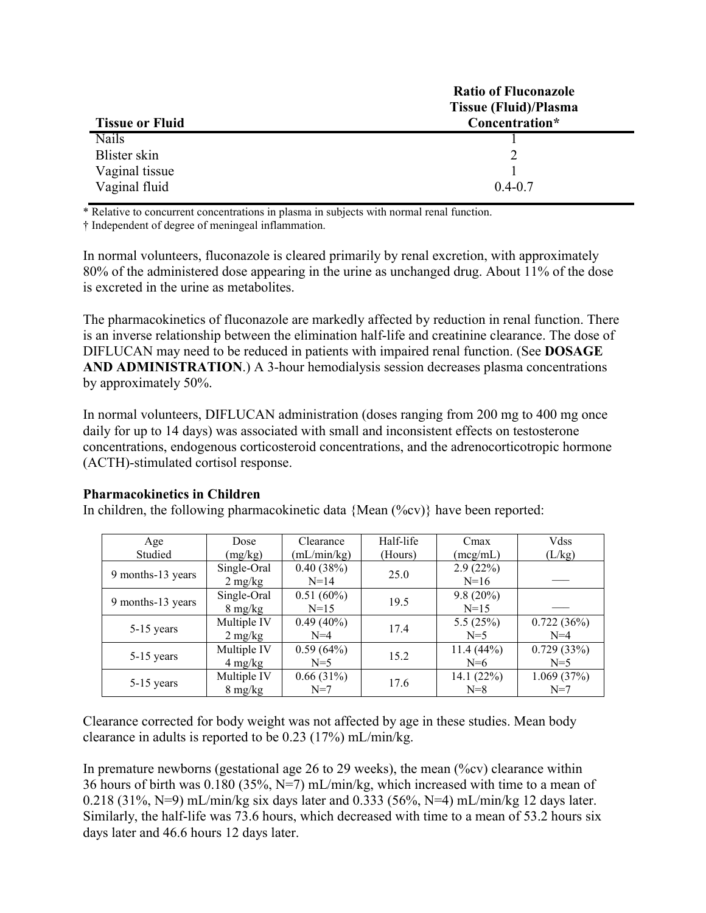| Tissue or Fluid | Ratio of Fluconazole Tissue (Fluid)/Plasma Concentration* |
|---|---|
| Nails | 1 |
| Blister skin | 2 |
| Vaginal tissue | 1 |
| Vaginal fluid | 0.4-0.7 |

\* Relative to concurrent concentrations in plasma in subjects with normal renal function.

† Independent of degree of meningeal inflammation.

In normal volunteers, fluconazole is cleared primarily by renal excretion, with approximately 80% of the administered dose appearing in the urine as unchanged drug. About 11% of the dose is excreted in the urine as metabolites.

The pharmacokinetics of fluconazole are markedly affected by reduction in renal function. There is an inverse relationship between the elimination half-life and creatinine clearance. The dose of DIFLUCAN may need to be reduced in patients with impaired renal function. (See **DOSAGE AND ADMINISTRATION**.) A 3-hour hemodialysis session decreases plasma concentrations by approximately 50%.

In normal volunteers, DIFLUCAN administration (doses ranging from 200 mg to 400 mg once daily for up to 14 days) was associated with small and inconsistent effects on testosterone concentrations, endogenous corticosteroid concentrations, and the adrenocorticotropic hormone (ACTH)-stimulated cortisol response.

**Pharmacokinetics in Children**

In children, the following pharmacokinetic data {Mean (%cv)} have been reported:

| Age Studied | Dose (mg/kg) | Clearance (mL/min/kg) | Half-life (Hours) | Cmax (mcg/mL) | Vdss (L/kg) |
|---|---|---|---|---|---|
| 9 months-13 years | Single-Oral 2 mg/kg | 0.40 (38%) N=14 | 25.0 | 2.9 (22%) N=16 | — |
| 9 months-13 years | Single-Oral 8 mg/kg | 0.51 (60%) N=15 | 19.5 | 9.8 (20%) N=15 | — |
| 5-15 years | Multiple IV 2 mg/kg | 0.49 (40%) N=4 | 17.4 | 5.5 (25%) N=5 | 0.722 (36%) N=4 |
| 5-15 years | Multiple IV 4 mg/kg | 0.59 (64%) N=5 | 15.2 | 11.4 (44%) N=6 | 0.729 (33%) N=5 |
| 5-15 years | Multiple IV 8 mg/kg | 0.66 (31%) N=7 | 17.6 | 14.1 (22%) N=8 | 1.069 (37%) N=7 |

Clearance corrected for body weight was not affected by age in these studies. Mean body clearance in adults is reported to be 0.23 (17%) mL/min/kg.

In premature newborns (gestational age 26 to 29 weeks), the mean (%cv) clearance within 36 hours of birth was 0.180 (35%, N=7) mL/min/kg, which increased with time to a mean of 0.218 (31%, N=9) mL/min/kg six days later and 0.333 (56%, N=4) mL/min/kg 12 days later. Similarly, the half-life was 73.6 hours, which decreased with time to a mean of 53.2 hours six days later and 46.6 hours 12 days later.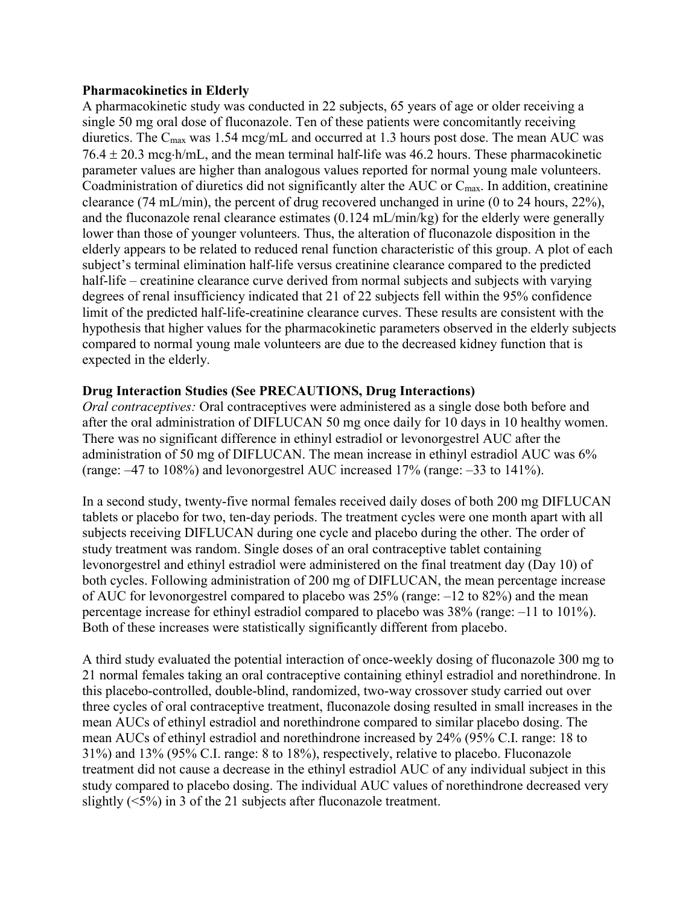**Pharmacokinetics in Elderly**

A pharmacokinetic study was conducted in 22 subjects, 65 years of age or older receiving a single 50 mg oral dose of fluconazole. Ten of these patients were concomitantly receiving diuretics. The $C_{max}$ was 1.54 mcg/mL and occurred at 1.3 hours post dose. The mean AUC was 76.4 ± 20.3 mcg·h/mL, and the mean terminal half-life was 46.2 hours. These pharmacokinetic parameter values are higher than analogous values reported for normal young male volunteers. Coadministration of diuretics did not significantly alter the AUC or $C_{max}$. In addition, creatinine clearance (74 mL/min), the percent of drug recovered unchanged in urine (0 to 24 hours, 22%), and the fluconazole renal clearance estimates (0.124 mL/min/kg) for the elderly were generally lower than those of younger volunteers. Thus, the alteration of fluconazole disposition in the elderly appears to be related to reduced renal function characteristic of this group. A plot of each subject's terminal elimination half-life versus creatinine clearance compared to the predicted half-life – creatinine clearance curve derived from normal subjects and subjects with varying degrees of renal insufficiency indicated that 21 of 22 subjects fell within the 95% confidence limit of the predicted half-life-creatinine clearance curves. These results are consistent with the hypothesis that higher values for the pharmacokinetic parameters observed in the elderly subjects compared to normal young male volunteers are due to the decreased kidney function that is expected in the elderly.

**Drug Interaction Studies (See PRECAUTIONS, Drug Interactions)**

*Oral contraceptives:* Oral contraceptives were administered as a single dose both before and after the oral administration of DIFLUCAN 50 mg once daily for 10 days in 10 healthy women. There was no significant difference in ethinyl estradiol or levonorgestrel AUC after the administration of 50 mg of DIFLUCAN. The mean increase in ethinyl estradiol AUC was 6% (range: –47 to 108%) and levonorgestrel AUC increased 17% (range: –33 to 141%).

In a second study, twenty-five normal females received daily doses of both 200 mg DIFLUCAN tablets or placebo for two, ten-day periods. The treatment cycles were one month apart with all subjects receiving DIFLUCAN during one cycle and placebo during the other. The order of study treatment was random. Single doses of an oral contraceptive tablet containing levonorgestrel and ethinyl estradiol were administered on the final treatment day (Day 10) of both cycles. Following administration of 200 mg of DIFLUCAN, the mean percentage increase of AUC for levonorgestrel compared to placebo was 25% (range: –12 to 82%) and the mean percentage increase for ethinyl estradiol compared to placebo was 38% (range: –11 to 101%). Both of these increases were statistically significantly different from placebo.

A third study evaluated the potential interaction of once-weekly dosing of fluconazole 300 mg to 21 normal females taking an oral contraceptive containing ethinyl estradiol and norethindrone. In this placebo-controlled, double-blind, randomized, two-way crossover study carried out over three cycles of oral contraceptive treatment, fluconazole dosing resulted in small increases in the mean AUCs of ethinyl estradiol and norethindrone compared to similar placebo dosing. The mean AUCs of ethinyl estradiol and norethindrone increased by 24% (95% C.I. range: 18 to 31%) and 13% (95% C.I. range: 8 to 18%), respectively, relative to placebo. Fluconazole treatment did not cause a decrease in the ethinyl estradiol AUC of any individual subject in this study compared to placebo dosing. The individual AUC values of norethindrone decreased very slightly (<5%) in 3 of the 21 subjects after fluconazole treatment.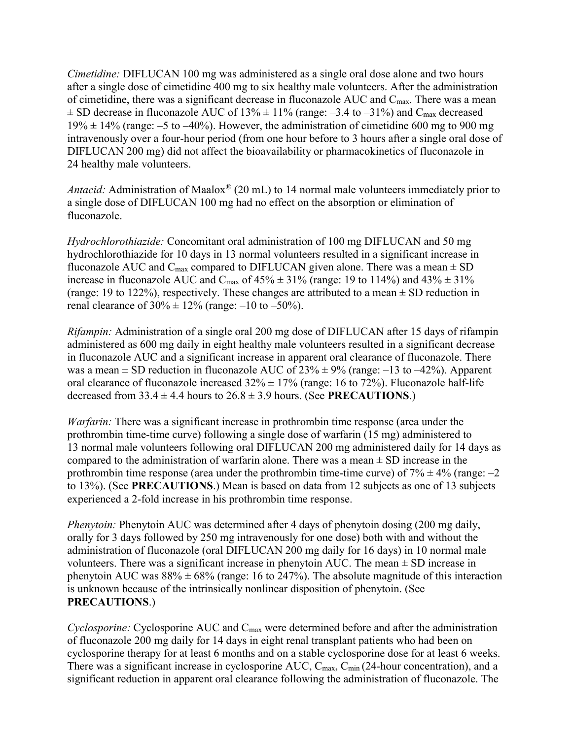*Cimetidine:* DIFLUCAN 100 mg was administered as a single oral dose alone and two hours after a single dose of cimetidine 400 mg to six healthy male volunteers. After the administration of cimetidine, there was a significant decrease in fluconazole AUC and $C_{max}$. There was a mean ± SD decrease in fluconazole AUC of 13% ± 11% (range: –3.4 to –31%) and $C_{max}$ decreased 19% ± 14% (range: –5 to –40%). However, the administration of cimetidine 600 mg to 900 mg intravenously over a four-hour period (from one hour before to 3 hours after a single oral dose of DIFLUCAN 200 mg) did not affect the bioavailability or pharmacokinetics of fluconazole in 24 healthy male volunteers.

*Antacid:* Administration of Maalox® (20 mL) to 14 normal male volunteers immediately prior to a single dose of DIFLUCAN 100 mg had no effect on the absorption or elimination of fluconazole.

*Hydrochlorothiazide:* Concomitant oral administration of 100 mg DIFLUCAN and 50 mg hydrochlorothiazide for 10 days in 13 normal volunteers resulted in a significant increase in fluconazole AUC and $C_{max}$ compared to DIFLUCAN given alone. There was a mean ± SD increase in fluconazole AUC and $C_{max}$ of 45% ± 31% (range: 19 to 114%) and 43% ± 31% (range: 19 to 122%), respectively. These changes are attributed to a mean ± SD reduction in renal clearance of 30% ± 12% (range: –10 to –50%).

*Rifampin:* Administration of a single oral 200 mg dose of DIFLUCAN after 15 days of rifampin administered as 600 mg daily in eight healthy male volunteers resulted in a significant decrease in fluconazole AUC and a significant increase in apparent oral clearance of fluconazole. There was a mean ± SD reduction in fluconazole AUC of 23% ± 9% (range: –13 to –42%). Apparent oral clearance of fluconazole increased 32% ± 17% (range: 16 to 72%). Fluconazole half-life decreased from 33.4 ± 4.4 hours to 26.8 ± 3.9 hours. (See **PRECAUTIONS**.)

*Warfarin:* There was a significant increase in prothrombin time response (area under the prothrombin time-time curve) following a single dose of warfarin (15 mg) administered to 13 normal male volunteers following oral DIFLUCAN 200 mg administered daily for 14 days as compared to the administration of warfarin alone. There was a mean ± SD increase in the prothrombin time response (area under the prothrombin time-time curve) of 7% ± 4% (range: –2 to 13%). (See **PRECAUTIONS**.) Mean is based on data from 12 subjects as one of 13 subjects experienced a 2-fold increase in his prothrombin time response.

*Phenytoin:* Phenytoin AUC was determined after 4 days of phenytoin dosing (200 mg daily, orally for 3 days followed by 250 mg intravenously for one dose) both with and without the administration of fluconazole (oral DIFLUCAN 200 mg daily for 16 days) in 10 normal male volunteers. There was a significant increase in phenytoin AUC. The mean ± SD increase in phenytoin AUC was 88% ± 68% (range: 16 to 247%). The absolute magnitude of this interaction is unknown because of the intrinsically nonlinear disposition of phenytoin. (See **PRECAUTIONS**.)

*Cyclosporine:* Cyclosporine AUC and $C_{max}$ were determined before and after the administration of fluconazole 200 mg daily for 14 days in eight renal transplant patients who had been on cyclosporine therapy for at least 6 months and on a stable cyclosporine dose for at least 6 weeks. There was a significant increase in cyclosporine AUC, $C_{max}$, $C_{min}$ (24-hour concentration), and a significant reduction in apparent oral clearance following the administration of fluconazole. The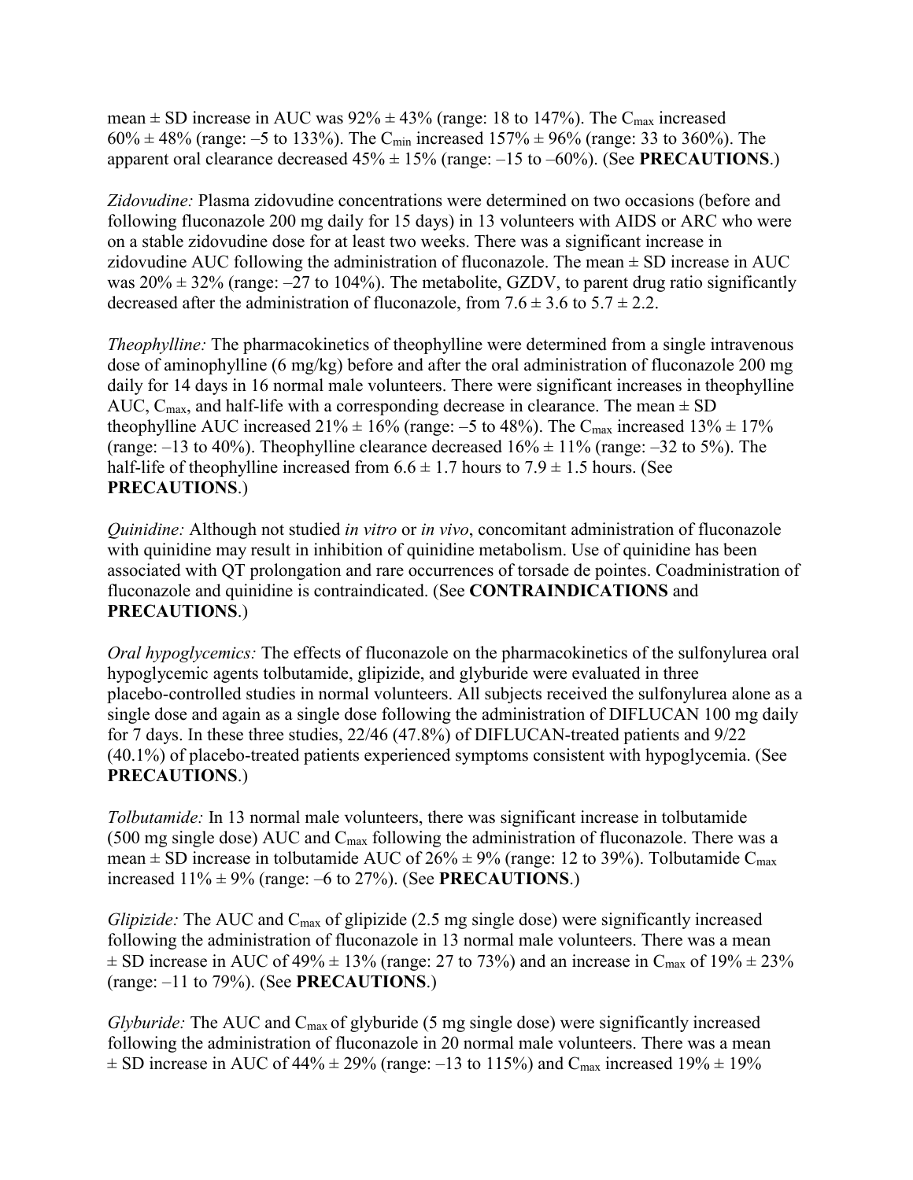mean ± SD increase in AUC was 92% ± 43% (range: 18 to 147%). The $C_{max}$ increased 60% ± 48% (range: –5 to 133%). The $C_{min}$ increased 157% ± 96% (range: 33 to 360%). The apparent oral clearance decreased 45% ± 15% (range: –15 to –60%). (See **PRECAUTIONS**.)

*Zidovudine:* Plasma zidovudine concentrations were determined on two occasions (before and following fluconazole 200 mg daily for 15 days) in 13 volunteers with AIDS or ARC who were on a stable zidovudine dose for at least two weeks. There was a significant increase in zidovudine AUC following the administration of fluconazole. The mean ± SD increase in AUC was 20% ± 32% (range: –27 to 104%). The metabolite, GZDV, to parent drug ratio significantly decreased after the administration of fluconazole, from 7.6 ± 3.6 to 5.7 ± 2.2.

*Theophylline:* The pharmacokinetics of theophylline were determined from a single intravenous dose of aminophylline (6 mg/kg) before and after the oral administration of fluconazole 200 mg daily for 14 days in 16 normal male volunteers. There were significant increases in theophylline AUC, $C_{max}$, and half-life with a corresponding decrease in clearance. The mean ± SD theophylline AUC increased 21% ± 16% (range: –5 to 48%). The $C_{max}$ increased 13% ± 17% (range: –13 to 40%). Theophylline clearance decreased 16% ± 11% (range: –32 to 5%). The half-life of theophylline increased from 6.6 ± 1.7 hours to 7.9 ± 1.5 hours. (See **PRECAUTIONS**.)

*Quinidine:* Although not studied *in vitro* or *in vivo*, concomitant administration of fluconazole with quinidine may result in inhibition of quinidine metabolism. Use of quinidine has been associated with QT prolongation and rare occurrences of torsade de pointes. Coadministration of fluconazole and quinidine is contraindicated. (See **CONTRAINDICATIONS** and **PRECAUTIONS**.)

*Oral hypoglycemics:* The effects of fluconazole on the pharmacokinetics of the sulfonylurea oral hypoglycemic agents tolbutamide, glipizide, and glyburide were evaluated in three placebo-controlled studies in normal volunteers. All subjects received the sulfonylurea alone as a single dose and again as a single dose following the administration of DIFLUCAN 100 mg daily for 7 days. In these three studies, 22/46 (47.8%) of DIFLUCAN-treated patients and 9/22 (40.1%) of placebo-treated patients experienced symptoms consistent with hypoglycemia. (See **PRECAUTIONS**.)

*Tolbutamide:* In 13 normal male volunteers, there was significant increase in tolbutamide (500 mg single dose) AUC and $C_{max}$ following the administration of fluconazole. There was a mean ± SD increase in tolbutamide AUC of 26% ± 9% (range: 12 to 39%). Tolbutamide $C_{max}$ increased 11% ± 9% (range: –6 to 27%). (See **PRECAUTIONS**.)

*Glipizide:* The AUC and $C_{max}$ of glipizide (2.5 mg single dose) were significantly increased following the administration of fluconazole in 13 normal male volunteers. There was a mean ± SD increase in AUC of 49% ± 13% (range: 27 to 73%) and an increase in $C_{max}$ of 19% ± 23% (range: –11 to 79%). (See **PRECAUTIONS**.)

*Glyburide:* The AUC and $C_{max}$ of glyburide (5 mg single dose) were significantly increased following the administration of fluconazole in 20 normal male volunteers. There was a mean ± SD increase in AUC of 44% ± 29% (range: –13 to 115%) and $C_{max}$ increased 19% ± 19%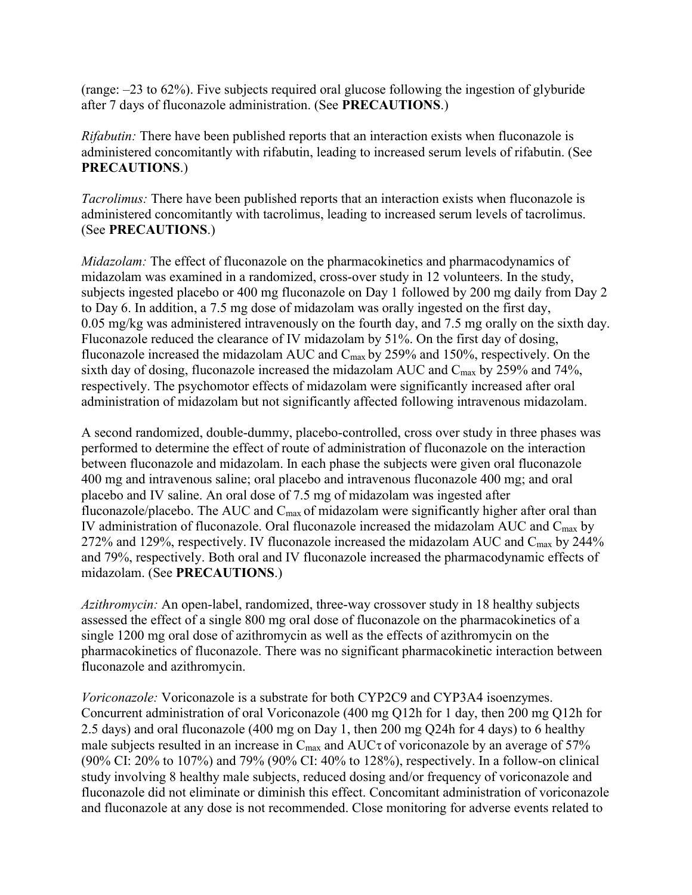(range: –23 to 62%). Five subjects required oral glucose following the ingestion of glyburide after 7 days of fluconazole administration. (See **PRECAUTIONS**.)

*Rifabutin:* There have been published reports that an interaction exists when fluconazole is administered concomitantly with rifabutin, leading to increased serum levels of rifabutin. (See **PRECAUTIONS**.)

*Tacrolimus:* There have been published reports that an interaction exists when fluconazole is administered concomitantly with tacrolimus, leading to increased serum levels of tacrolimus. (See **PRECAUTIONS**.)

*Midazolam:* The effect of fluconazole on the pharmacokinetics and pharmacodynamics of midazolam was examined in a randomized, cross-over study in 12 volunteers. In the study, subjects ingested placebo or 400 mg fluconazole on Day 1 followed by 200 mg daily from Day 2 to Day 6. In addition, a 7.5 mg dose of midazolam was orally ingested on the first day, 0.05 mg/kg was administered intravenously on the fourth day, and 7.5 mg orally on the sixth day. Fluconazole reduced the clearance of IV midazolam by 51%. On the first day of dosing, fluconazole increased the midazolam AUC and $C_{max}$ by 259% and 150%, respectively. On the sixth day of dosing, fluconazole increased the midazolam AUC and $C_{max}$ by 259% and 74%, respectively. The psychomotor effects of midazolam were significantly increased after oral administration of midazolam but not significantly affected following intravenous midazolam.

A second randomized, double-dummy, placebo-controlled, cross over study in three phases was performed to determine the effect of route of administration of fluconazole on the interaction between fluconazole and midazolam. In each phase the subjects were given oral fluconazole 400 mg and intravenous saline; oral placebo and intravenous fluconazole 400 mg; and oral placebo and IV saline. An oral dose of 7.5 mg of midazolam was ingested after fluconazole/placebo. The AUC and $C_{max}$ of midazolam were significantly higher after oral than IV administration of fluconazole. Oral fluconazole increased the midazolam AUC and $C_{max}$ by 272% and 129%, respectively. IV fluconazole increased the midazolam AUC and $C_{max}$ by 244% and 79%, respectively. Both oral and IV fluconazole increased the pharmacodynamic effects of midazolam. (See **PRECAUTIONS**.)

*Azithromycin:* An open-label, randomized, three-way crossover study in 18 healthy subjects assessed the effect of a single 800 mg oral dose of fluconazole on the pharmacokinetics of a single 1200 mg oral dose of azithromycin as well as the effects of azithromycin on the pharmacokinetics of fluconazole. There was no significant pharmacokinetic interaction between fluconazole and azithromycin.

*Voriconazole:* Voriconazole is a substrate for both CYP2C9 and CYP3A4 isoenzymes. Concurrent administration of oral Voriconazole (400 mg Q12h for 1 day, then 200 mg Q12h for 2.5 days) and oral fluconazole (400 mg on Day 1, then 200 mg Q24h for 4 days) to 6 healthy male subjects resulted in an increase in $C_{max}$ and $AUC_{\tau}$ of voriconazole by an average of 57% (90% CI: 20% to 107%) and 79% (90% CI: 40% to 128%), respectively. In a follow-on clinical study involving 8 healthy male subjects, reduced dosing and/or frequency of voriconazole and fluconazole did not eliminate or diminish this effect. Concomitant administration of voriconazole and fluconazole at any dose is not recommended. Close monitoring for adverse events related to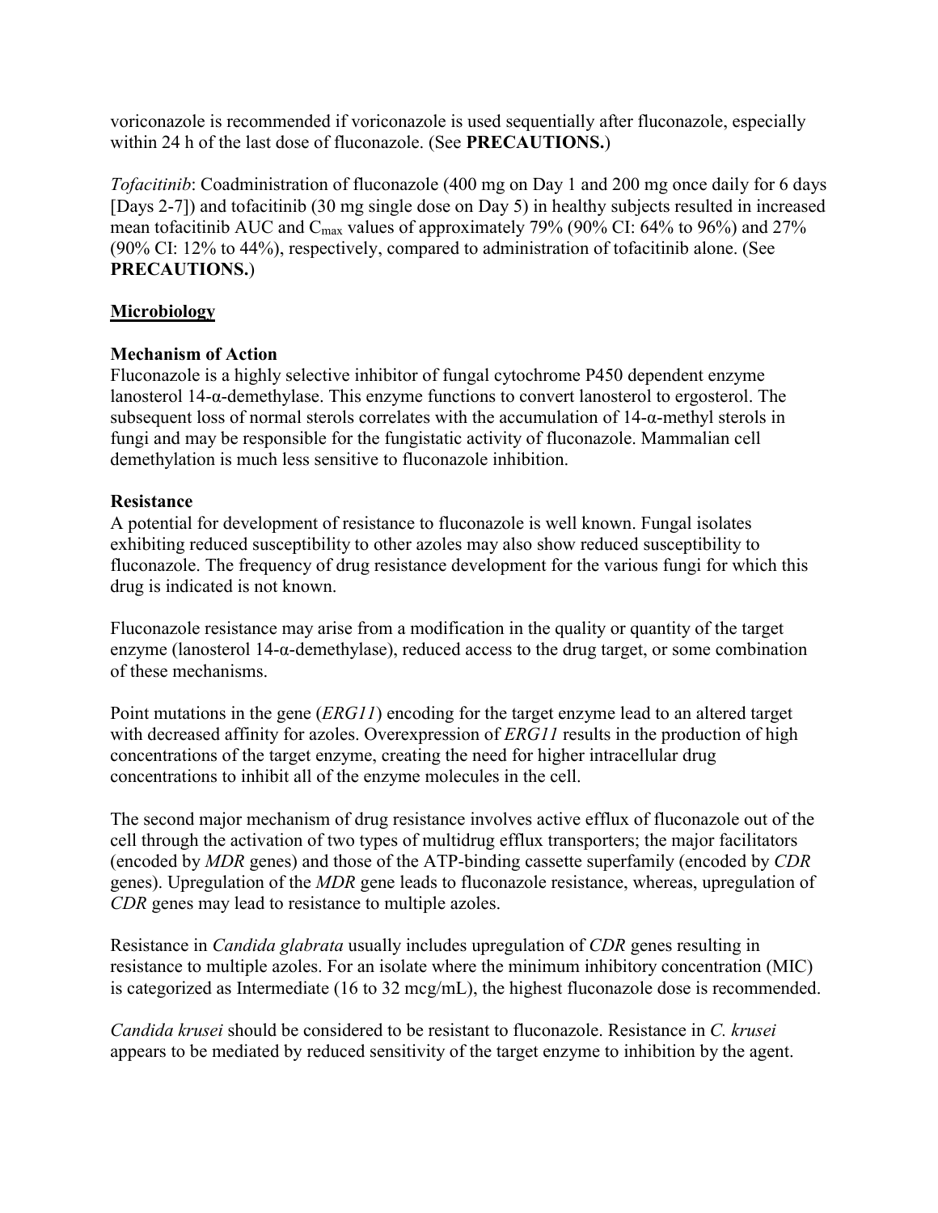voriconazole is recommended if voriconazole is used sequentially after fluconazole, especially within 24 h of the last dose of fluconazole. (See **PRECAUTIONS.**)

*Tofacitinib*: Coadministration of fluconazole (400 mg on Day 1 and 200 mg once daily for 6 days [Days 2-7]) and tofacitinib (30 mg single dose on Day 5) in healthy subjects resulted in increased mean tofacitinib AUC and $C_{max}$ values of approximately 79% (90% CI: 64% to 96%) and 27% (90% CI: 12% to 44%), respectively, compared to administration of tofacitinib alone. (See **PRECAUTIONS.**)

## Microbiology

### Mechanism of Action

Fluconazole is a highly selective inhibitor of fungal cytochrome P450 dependent enzyme lanosterol 14-α-demethylase. This enzyme functions to convert lanosterol to ergosterol. The subsequent loss of normal sterols correlates with the accumulation of 14-α-methyl sterols in fungi and may be responsible for the fungistatic activity of fluconazole. Mammalian cell demethylation is much less sensitive to fluconazole inhibition.

### Resistance

A potential for development of resistance to fluconazole is well known. Fungal isolates exhibiting reduced susceptibility to other azoles may also show reduced susceptibility to fluconazole. The frequency of drug resistance development for the various fungi for which this drug is indicated is not known.

Fluconazole resistance may arise from a modification in the quality or quantity of the target enzyme (lanosterol 14-α-demethylase), reduced access to the drug target, or some combination of these mechanisms.

Point mutations in the gene (*ERG11*) encoding for the target enzyme lead to an altered target with decreased affinity for azoles. Overexpression of *ERG11* results in the production of high concentrations of the target enzyme, creating the need for higher intracellular drug concentrations to inhibit all of the enzyme molecules in the cell.

The second major mechanism of drug resistance involves active efflux of fluconazole out of the cell through the activation of two types of multidrug efflux transporters; the major facilitators (encoded by *MDR* genes) and those of the ATP-binding cassette superfamily (encoded by *CDR* genes). Upregulation of the *MDR* gene leads to fluconazole resistance, whereas, upregulation of *CDR* genes may lead to resistance to multiple azoles.

Resistance in *Candida glabrata* usually includes upregulation of *CDR* genes resulting in resistance to multiple azoles. For an isolate where the minimum inhibitory concentration (MIC) is categorized as Intermediate (16 to 32 mcg/mL), the highest fluconazole dose is recommended.

*Candida krusei* should be considered to be resistant to fluconazole. Resistance in *C. krusei* appears to be mediated by reduced sensitivity of the target enzyme to inhibition by the agent.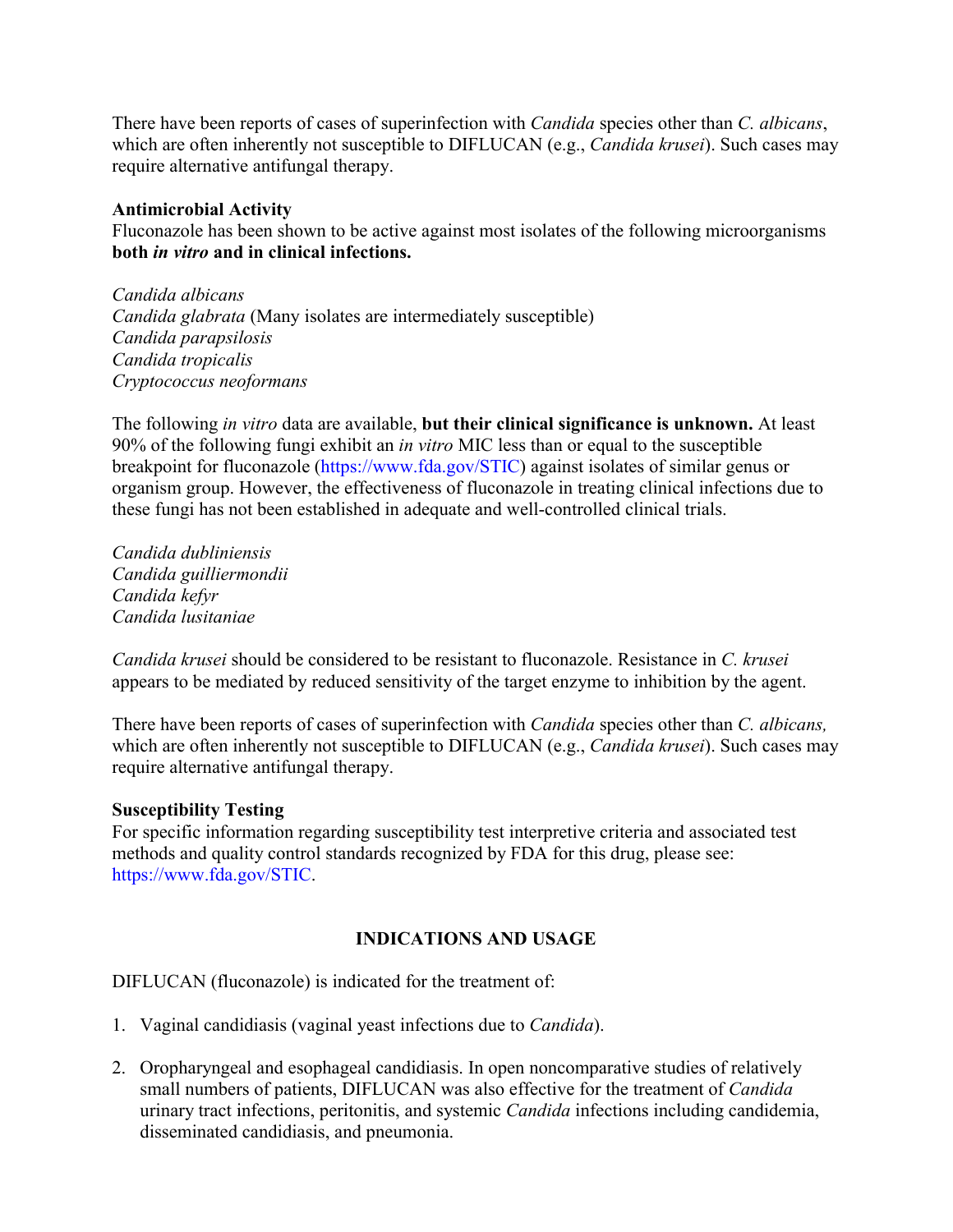There have been reports of cases of superinfection with *Candida* species other than *C. albicans*, which are often inherently not susceptible to DIFLUCAN (e.g., *Candida krusei*). Such cases may require alternative antifungal therapy.

**Antimicrobial Activity**

Fluconazole has been shown to be active against most isolates of the following microorganisms **both *in vitro* and in clinical infections.**

*Candida albicans*
*Candida glabrata* (Many isolates are intermediately susceptible)
*Candida parapsilosis*
*Candida tropicalis*
*Cryptococcus neoformans*

The following *in vitro* data are available, **but their clinical significance is unknown.** At least 90% of the following fungi exhibit an *in vitro* MIC less than or equal to the susceptible breakpoint for fluconazole (https://www.fda.gov/STIC) against isolates of similar genus or organism group. However, the effectiveness of fluconazole in treating clinical infections due to these fungi has not been established in adequate and well-controlled clinical trials.

*Candida dubliniensis*
*Candida guilliermondii*
*Candida kefyr*
*Candida lusitaniae*

*Candida krusei* should be considered to be resistant to fluconazole. Resistance in *C. krusei* appears to be mediated by reduced sensitivity of the target enzyme to inhibition by the agent.

There have been reports of cases of superinfection with *Candida* species other than *C. albicans,* which are often inherently not susceptible to DIFLUCAN (e.g., *Candida krusei*). Such cases may require alternative antifungal therapy.

**Susceptibility Testing**

For specific information regarding susceptibility test interpretive criteria and associated test methods and quality control standards recognized by FDA for this drug, please see: https://www.fda.gov/STIC.

## INDICATIONS AND USAGE

DIFLUCAN (fluconazole) is indicated for the treatment of:

1. Vaginal candidiasis (vaginal yeast infections due to *Candida*).
2. Oropharyngeal and esophageal candidiasis. In open noncomparative studies of relatively small numbers of patients, DIFLUCAN was also effective for the treatment of *Candida* urinary tract infections, peritonitis, and systemic *Candida* infections including candidemia, disseminated candidiasis, and pneumonia.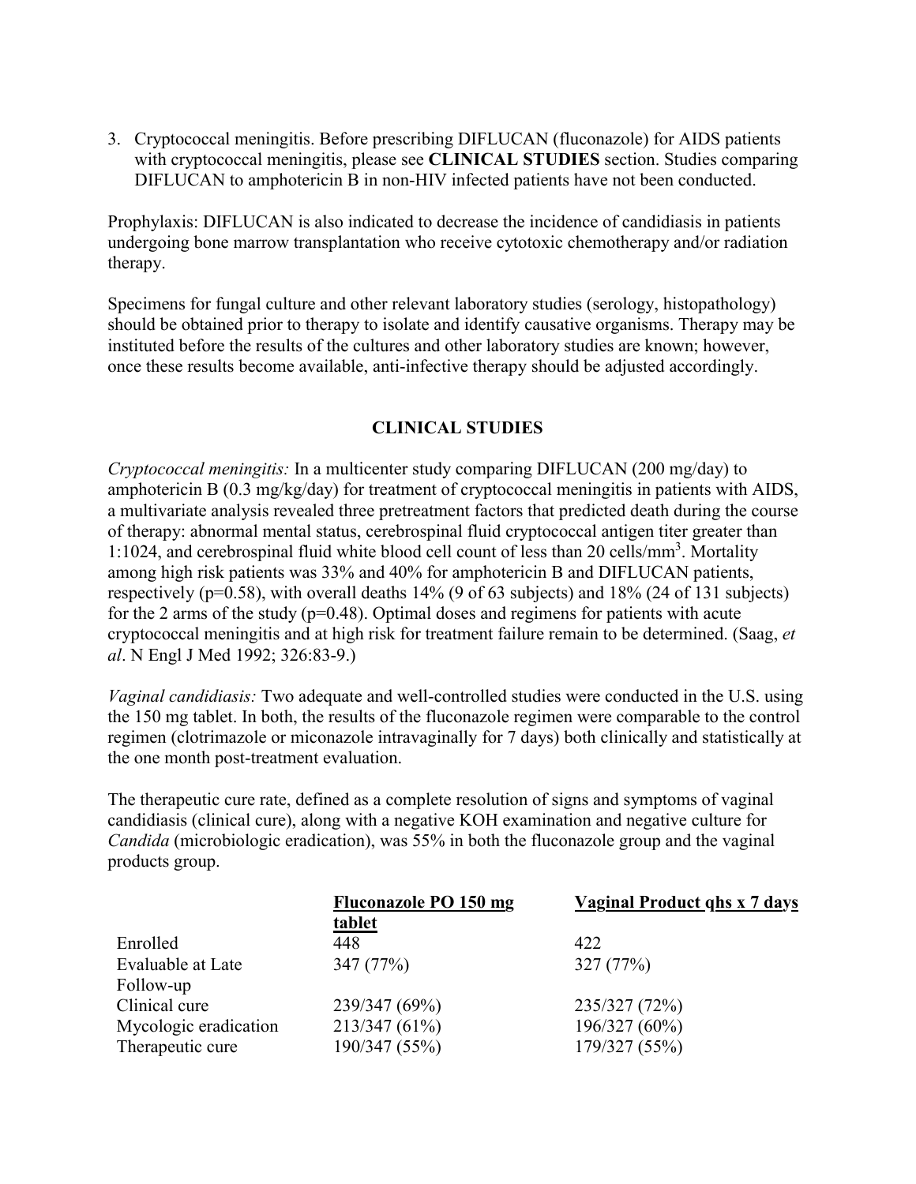3. Cryptococcal meningitis. Before prescribing DIFLUCAN (fluconazole) for AIDS patients with cryptococcal meningitis, please see **CLINICAL STUDIES** section. Studies comparing DIFLUCAN to amphotericin B in non-HIV infected patients have not been conducted.

Prophylaxis: DIFLUCAN is also indicated to decrease the incidence of candidiasis in patients undergoing bone marrow transplantation who receive cytotoxic chemotherapy and/or radiation therapy.

Specimens for fungal culture and other relevant laboratory studies (serology, histopathology) should be obtained prior to therapy to isolate and identify causative organisms. Therapy may be instituted before the results of the cultures and other laboratory studies are known; however, once these results become available, anti-infective therapy should be adjusted accordingly.

## CLINICAL STUDIES

*Cryptococcal meningitis:* In a multicenter study comparing DIFLUCAN (200 mg/day) to amphotericin B (0.3 mg/kg/day) for treatment of cryptococcal meningitis in patients with AIDS, a multivariate analysis revealed three pretreatment factors that predicted death during the course of therapy: abnormal mental status, cerebrospinal fluid cryptococcal antigen titer greater than 1:1024, and cerebrospinal fluid white blood cell count of less than 20 cells/mm$^3$. Mortality among high risk patients was 33% and 40% for amphotericin B and DIFLUCAN patients, respectively ($p=0.58$), with overall deaths 14% (9 of 63 subjects) and 18% (24 of 131 subjects) for the 2 arms of the study ($p=0.48$). Optimal doses and regimens for patients with acute cryptococcal meningitis and at high risk for treatment failure remain to be determined. (Saag, *et al*. N Engl J Med 1992; 326:83-9.)

*Vaginal candidiasis:* Two adequate and well-controlled studies were conducted in the U.S. using the 150 mg tablet. In both, the results of the fluconazole regimen were comparable to the control regimen (clotrimazole or miconazole intravaginally for 7 days) both clinically and statistically at the one month post-treatment evaluation.

The therapeutic cure rate, defined as a complete resolution of signs and symptoms of vaginal candidiasis (clinical cure), along with a negative KOH examination and negative culture for *Candida* (microbiologic eradication), was 55% in both the fluconazole group and the vaginal products group.

| | Fluconazole PO 150 mg tablet | Vaginal Product qhs x 7 days |
|---|---|---|
| Enrolled | 448 | 422 |
| Evaluable at Late Follow-up | 347 (77%) | 327 (77%) |
| Clinical cure | 239/347 (69%) | 235/327 (72%) |
| Mycologic eradication | 213/347 (61%) | 196/327 (60%) |
| Therapeutic cure | 190/347 (55%) | 179/327 (55%) |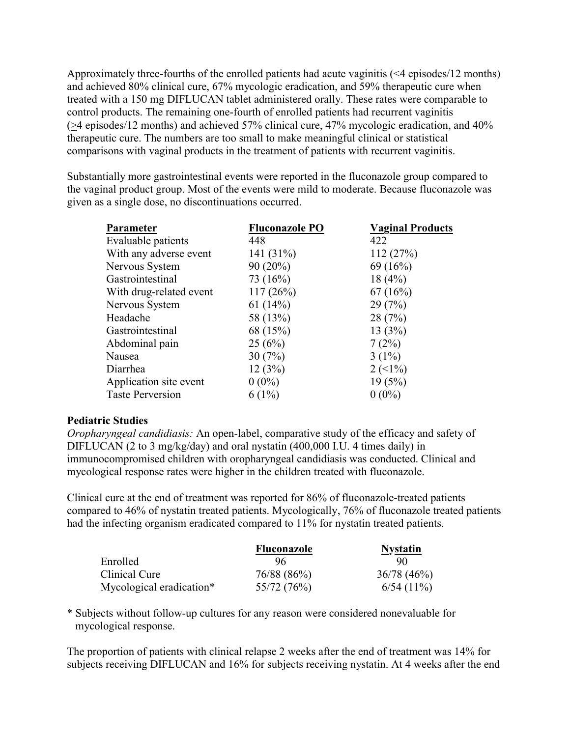Approximately three-fourths of the enrolled patients had acute vaginitis (<4 episodes/12 months) and achieved 80% clinical cure, 67% mycologic eradication, and 59% therapeutic cure when treated with a 150 mg DIFLUCAN tablet administered orally. These rates were comparable to control products. The remaining one-fourth of enrolled patients had recurrent vaginitis (≥4 episodes/12 months) and achieved 57% clinical cure, 47% mycologic eradication, and 40% therapeutic cure. The numbers are too small to make meaningful clinical or statistical comparisons with vaginal products in the treatment of patients with recurrent vaginitis.

Substantially more gastrointestinal events were reported in the fluconazole group compared to the vaginal product group. Most of the events were mild to moderate. Because fluconazole was given as a single dose, no discontinuations occurred.

| Parameter | Fluconazole PO | Vaginal Products |
|---|---|---|
| Evaluable patients | 448 | 422 |
| With any adverse event | 141 (31%) | 112 (27%) |
| Nervous System | 90 (20%) | 69 (16%) |
| Gastrointestinal | 73 (16%) | 18 (4%) |
| With drug-related event | 117 (26%) | 67 (16%) |
| Nervous System | 61 (14%) | 29 (7%) |
| Headache | 58 (13%) | 28 (7%) |
| Gastrointestinal | 68 (15%) | 13 (3%) |
| Abdominal pain | 25 (6%) | 7 (2%) |
| Nausea | 30 (7%) | 3 (1%) |
| Diarrhea | 12 (3%) | 2 (<1%) |
| Application site event | 0 (0%) | 19 (5%) |
| Taste Perversion | 6 (1%) | 0 (0%) |

**Pediatric Studies**

*Oropharyngeal candidiasis:* An open-label, comparative study of the efficacy and safety of DIFLUCAN (2 to 3 mg/kg/day) and oral nystatin (400,000 I.U. 4 times daily) in immunocompromised children with oropharyngeal candidiasis was conducted. Clinical and mycological response rates were higher in the children treated with fluconazole.

Clinical cure at the end of treatment was reported for 86% of fluconazole-treated patients compared to 46% of nystatin treated patients. Mycologically, 76% of fluconazole treated patients had the infecting organism eradicated compared to 11% for nystatin treated patients.

| | Fluconazole | Nystatin |
|---|---|---|
| Enrolled | 96 | 90 |
| Clinical Cure | 76/88 (86%) | 36/78 (46%) |
| Mycological eradication* | 55/72 (76%) | 6/54 (11%) |

\* Subjects without follow-up cultures for any reason were considered nonevaluable for mycological response.

The proportion of patients with clinical relapse 2 weeks after the end of treatment was 14% for subjects receiving DIFLUCAN and 16% for subjects receiving nystatin. At 4 weeks after the end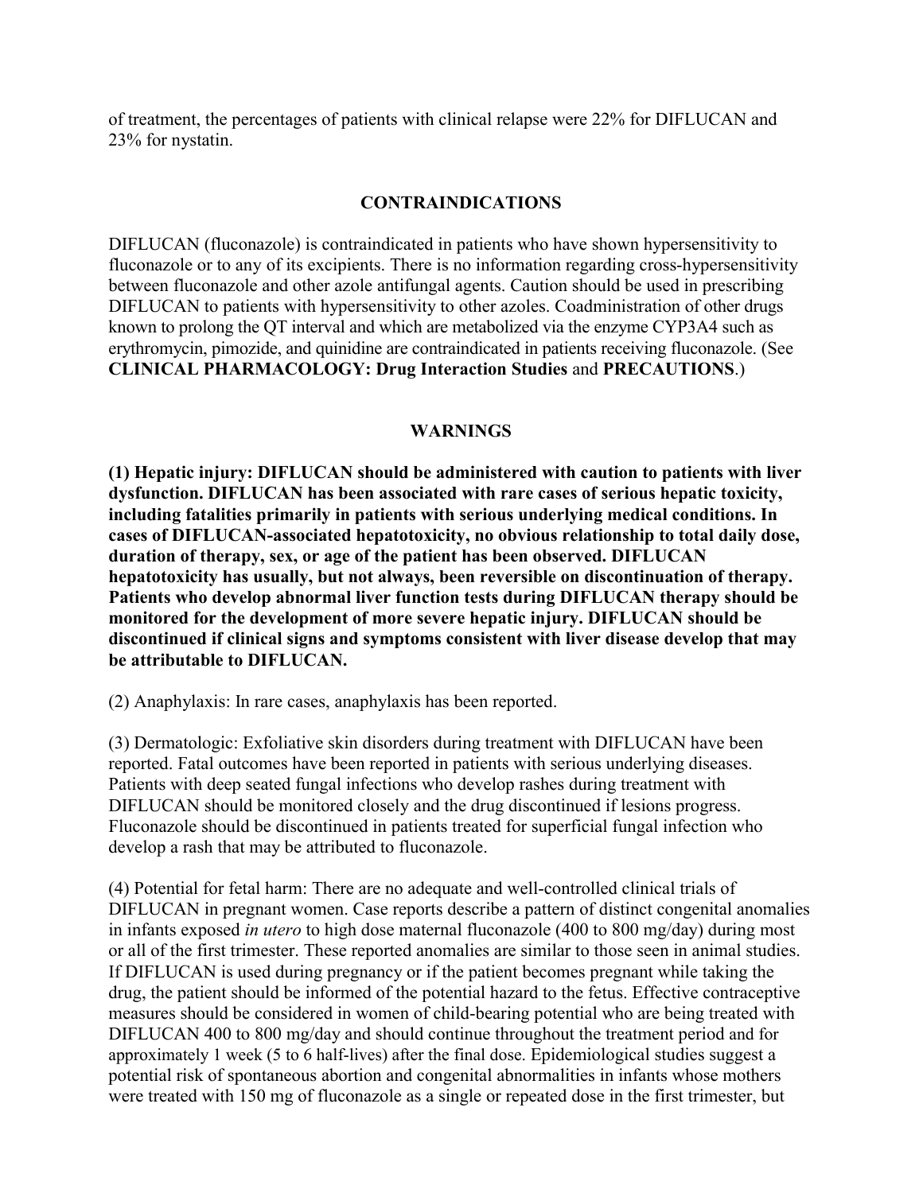of treatment, the percentages of patients with clinical relapse were 22% for DIFLUCAN and 23% for nystatin.

## CONTRAINDICATIONS

DIFLUCAN (fluconazole) is contraindicated in patients who have shown hypersensitivity to fluconazole or to any of its excipients. There is no information regarding cross-hypersensitivity between fluconazole and other azole antifungal agents. Caution should be used in prescribing DIFLUCAN to patients with hypersensitivity to other azoles. Coadministration of other drugs known to prolong the QT interval and which are metabolized via the enzyme CYP3A4 such as erythromycin, pimozide, and quinidine are contraindicated in patients receiving fluconazole. (See **CLINICAL PHARMACOLOGY: Drug Interaction Studies** and **PRECAUTIONS**.)

## WARNINGS

**(1) Hepatic injury: DIFLUCAN should be administered with caution to patients with liver dysfunction. DIFLUCAN has been associated with rare cases of serious hepatic toxicity, including fatalities primarily in patients with serious underlying medical conditions. In cases of DIFLUCAN-associated hepatotoxicity, no obvious relationship to total daily dose, duration of therapy, sex, or age of the patient has been observed. DIFLUCAN hepatotoxicity has usually, but not always, been reversible on discontinuation of therapy. Patients who develop abnormal liver function tests during DIFLUCAN therapy should be monitored for the development of more severe hepatic injury. DIFLUCAN should be discontinued if clinical signs and symptoms consistent with liver disease develop that may be attributable to DIFLUCAN.**

(2) Anaphylaxis: In rare cases, anaphylaxis has been reported.

(3) Dermatologic: Exfoliative skin disorders during treatment with DIFLUCAN have been reported. Fatal outcomes have been reported in patients with serious underlying diseases. Patients with deep seated fungal infections who develop rashes during treatment with DIFLUCAN should be monitored closely and the drug discontinued if lesions progress. Fluconazole should be discontinued in patients treated for superficial fungal infection who develop a rash that may be attributed to fluconazole.

(4) Potential for fetal harm: There are no adequate and well-controlled clinical trials of DIFLUCAN in pregnant women. Case reports describe a pattern of distinct congenital anomalies in infants exposed *in utero* to high dose maternal fluconazole (400 to 800 mg/day) during most or all of the first trimester. These reported anomalies are similar to those seen in animal studies. If DIFLUCAN is used during pregnancy or if the patient becomes pregnant while taking the drug, the patient should be informed of the potential hazard to the fetus. Effective contraceptive measures should be considered in women of child-bearing potential who are being treated with DIFLUCAN 400 to 800 mg/day and should continue throughout the treatment period and for approximately 1 week (5 to 6 half-lives) after the final dose. Epidemiological studies suggest a potential risk of spontaneous abortion and congenital abnormalities in infants whose mothers were treated with 150 mg of fluconazole as a single or repeated dose in the first trimester, but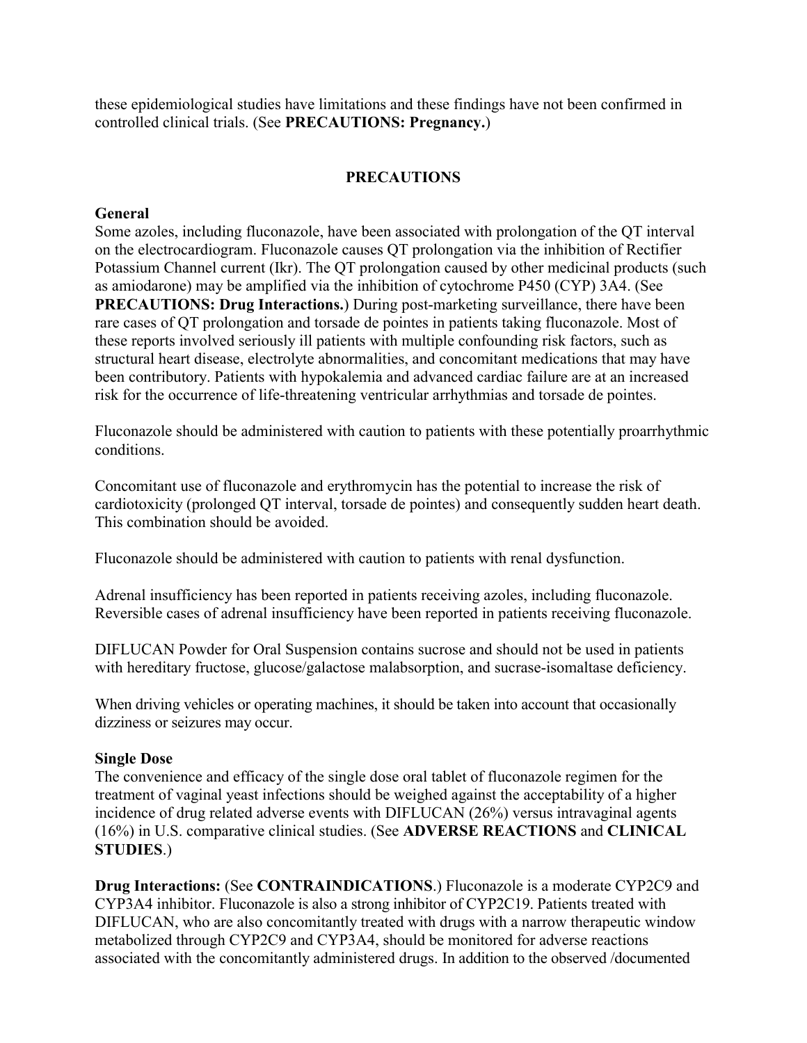these epidemiological studies have limitations and these findings have not been confirmed in controlled clinical trials. (See **PRECAUTIONS: Pregnancy.**)

## PRECAUTIONS

### General

Some azoles, including fluconazole, have been associated with prolongation of the QT interval on the electrocardiogram. Fluconazole causes QT prolongation via the inhibition of Rectifier Potassium Channel current (Ikr). The QT prolongation caused by other medicinal products (such as amiodarone) may be amplified via the inhibition of cytochrome P450 (CYP) 3A4. (See **PRECAUTIONS: Drug Interactions.**) During post-marketing surveillance, there have been rare cases of QT prolongation and torsade de pointes in patients taking fluconazole. Most of these reports involved seriously ill patients with multiple confounding risk factors, such as structural heart disease, electrolyte abnormalities, and concomitant medications that may have been contributory. Patients with hypokalemia and advanced cardiac failure are at an increased risk for the occurrence of life-threatening ventricular arrhythmias and torsade de pointes.

Fluconazole should be administered with caution to patients with these potentially proarrhythmic conditions.

Concomitant use of fluconazole and erythromycin has the potential to increase the risk of cardiotoxicity (prolonged QT interval, torsade de pointes) and consequently sudden heart death. This combination should be avoided.

Fluconazole should be administered with caution to patients with renal dysfunction.

Adrenal insufficiency has been reported in patients receiving azoles, including fluconazole. Reversible cases of adrenal insufficiency have been reported in patients receiving fluconazole.

DIFLUCAN Powder for Oral Suspension contains sucrose and should not be used in patients with hereditary fructose, glucose/galactose malabsorption, and sucrase-isomaltase deficiency.

When driving vehicles or operating machines, it should be taken into account that occasionally dizziness or seizures may occur.

### Single Dose

The convenience and efficacy of the single dose oral tablet of fluconazole regimen for the treatment of vaginal yeast infections should be weighed against the acceptability of a higher incidence of drug related adverse events with DIFLUCAN (26%) versus intravaginal agents (16%) in U.S. comparative clinical studies. (See **ADVERSE REACTIONS** and **CLINICAL STUDIES**.)

**Drug Interactions:** (See **CONTRAINDICATIONS**.) Fluconazole is a moderate CYP2C9 and CYP3A4 inhibitor. Fluconazole is also a strong inhibitor of CYP2C19. Patients treated with DIFLUCAN, who are also concomitantly treated with drugs with a narrow therapeutic window metabolized through CYP2C9 and CYP3A4, should be monitored for adverse reactions associated with the concomitantly administered drugs. In addition to the observed /documented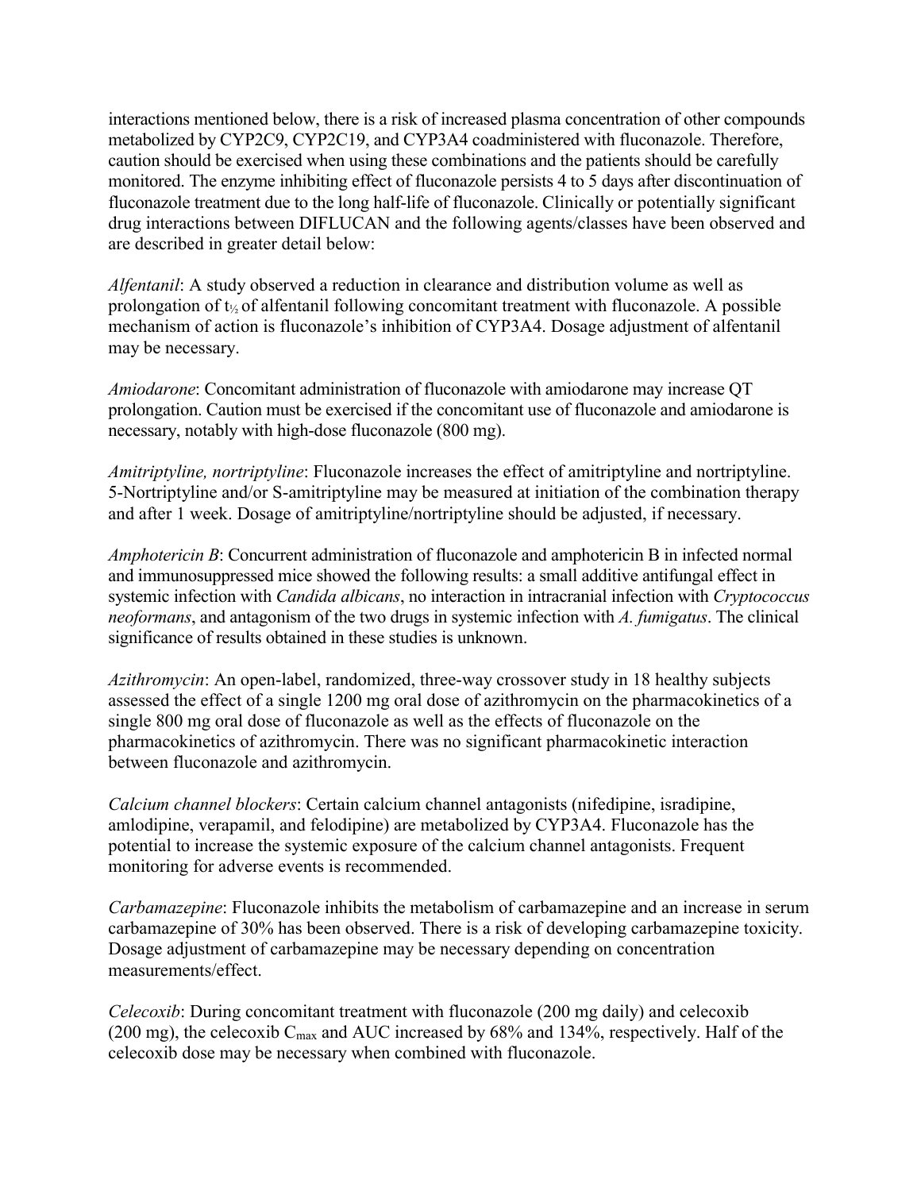interactions mentioned below, there is a risk of increased plasma concentration of other compounds metabolized by CYP2C9, CYP2C19, and CYP3A4 coadministered with fluconazole. Therefore, caution should be exercised when using these combinations and the patients should be carefully monitored. The enzyme inhibiting effect of fluconazole persists 4 to 5 days after discontinuation of fluconazole treatment due to the long half-life of fluconazole. Clinically or potentially significant drug interactions between DIFLUCAN and the following agents/classes have been observed and are described in greater detail below:

*Alfentanil*: A study observed a reduction in clearance and distribution volume as well as prolongation of $t_{½}$ of alfentanil following concomitant treatment with fluconazole. A possible mechanism of action is fluconazole's inhibition of CYP3A4. Dosage adjustment of alfentanil may be necessary.

*Amiodarone*: Concomitant administration of fluconazole with amiodarone may increase QT prolongation. Caution must be exercised if the concomitant use of fluconazole and amiodarone is necessary, notably with high-dose fluconazole (800 mg).

*Amitriptyline, nortriptyline*: Fluconazole increases the effect of amitriptyline and nortriptyline. 5-Nortriptyline and/or S-amitriptyline may be measured at initiation of the combination therapy and after 1 week. Dosage of amitriptyline/nortriptyline should be adjusted, if necessary.

*Amphotericin B*: Concurrent administration of fluconazole and amphotericin B in infected normal and immunosuppressed mice showed the following results: a small additive antifungal effect in systemic infection with *Candida albicans*, no interaction in intracranial infection with *Cryptococcus neoformans*, and antagonism of the two drugs in systemic infection with *A. fumigatus*. The clinical significance of results obtained in these studies is unknown.

*Azithromycin*: An open-label, randomized, three-way crossover study in 18 healthy subjects assessed the effect of a single 1200 mg oral dose of azithromycin on the pharmacokinetics of a single 800 mg oral dose of fluconazole as well as the effects of fluconazole on the pharmacokinetics of azithromycin. There was no significant pharmacokinetic interaction between fluconazole and azithromycin.

*Calcium channel blockers*: Certain calcium channel antagonists (nifedipine, isradipine, amlodipine, verapamil, and felodipine) are metabolized by CYP3A4. Fluconazole has the potential to increase the systemic exposure of the calcium channel antagonists. Frequent monitoring for adverse events is recommended.

*Carbamazepine*: Fluconazole inhibits the metabolism of carbamazepine and an increase in serum carbamazepine of 30% has been observed. There is a risk of developing carbamazepine toxicity. Dosage adjustment of carbamazepine may be necessary depending on concentration measurements/effect.

*Celecoxib*: During concomitant treatment with fluconazole (200 mg daily) and celecoxib (200 mg), the celecoxib $C_{max}$ and AUC increased by 68% and 134%, respectively. Half of the celecoxib dose may be necessary when combined with fluconazole.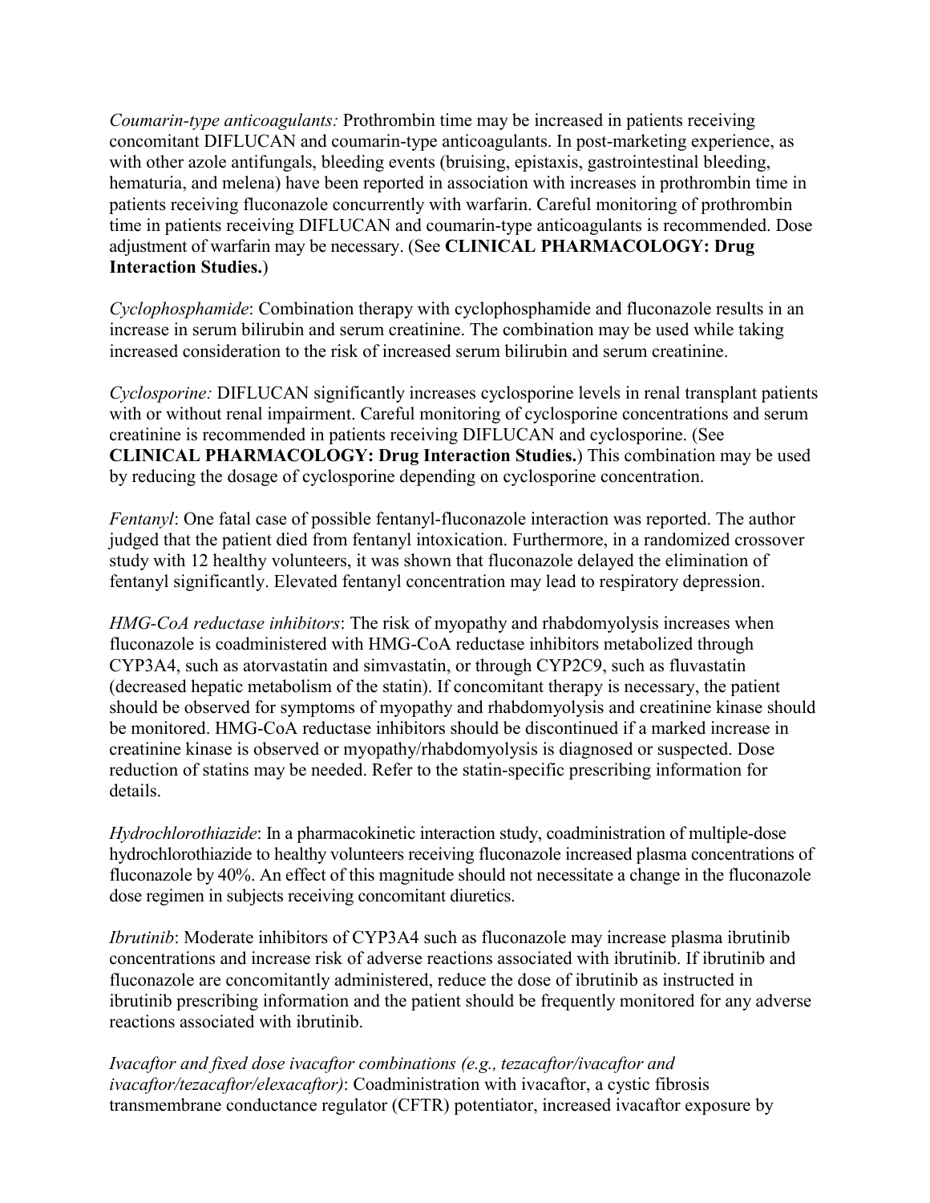*Coumarin-type anticoagulants:* Prothrombin time may be increased in patients receiving concomitant DIFLUCAN and coumarin-type anticoagulants. In post-marketing experience, as with other azole antifungals, bleeding events (bruising, epistaxis, gastrointestinal bleeding, hematuria, and melena) have been reported in association with increases in prothrombin time in patients receiving fluconazole concurrently with warfarin. Careful monitoring of prothrombin time in patients receiving DIFLUCAN and coumarin-type anticoagulants is recommended. Dose adjustment of warfarin may be necessary. (See **CLINICAL PHARMACOLOGY: Drug Interaction Studies.**)

*Cyclophosphamide*: Combination therapy with cyclophosphamide and fluconazole results in an increase in serum bilirubin and serum creatinine. The combination may be used while taking increased consideration to the risk of increased serum bilirubin and serum creatinine.

*Cyclosporine:* DIFLUCAN significantly increases cyclosporine levels in renal transplant patients with or without renal impairment. Careful monitoring of cyclosporine concentrations and serum creatinine is recommended in patients receiving DIFLUCAN and cyclosporine. (See **CLINICAL PHARMACOLOGY: Drug Interaction Studies.**) This combination may be used by reducing the dosage of cyclosporine depending on cyclosporine concentration.

*Fentanyl*: One fatal case of possible fentanyl-fluconazole interaction was reported. The author judged that the patient died from fentanyl intoxication. Furthermore, in a randomized crossover study with 12 healthy volunteers, it was shown that fluconazole delayed the elimination of fentanyl significantly. Elevated fentanyl concentration may lead to respiratory depression.

*HMG-CoA reductase inhibitors*: The risk of myopathy and rhabdomyolysis increases when fluconazole is coadministered with HMG-CoA reductase inhibitors metabolized through CYP3A4, such as atorvastatin and simvastatin, or through CYP2C9, such as fluvastatin (decreased hepatic metabolism of the statin). If concomitant therapy is necessary, the patient should be observed for symptoms of myopathy and rhabdomyolysis and creatinine kinase should be monitored. HMG-CoA reductase inhibitors should be discontinued if a marked increase in creatinine kinase is observed or myopathy/rhabdomyolysis is diagnosed or suspected. Dose reduction of statins may be needed. Refer to the statin-specific prescribing information for details.

*Hydrochlorothiazide*: In a pharmacokinetic interaction study, coadministration of multiple-dose hydrochlorothiazide to healthy volunteers receiving fluconazole increased plasma concentrations of fluconazole by 40%. An effect of this magnitude should not necessitate a change in the fluconazole dose regimen in subjects receiving concomitant diuretics.

*Ibrutinib*: Moderate inhibitors of CYP3A4 such as fluconazole may increase plasma ibrutinib concentrations and increase risk of adverse reactions associated with ibrutinib. If ibrutinib and fluconazole are concomitantly administered, reduce the dose of ibrutinib as instructed in ibrutinib prescribing information and the patient should be frequently monitored for any adverse reactions associated with ibrutinib.

*Ivacaftor and fixed dose ivacaftor combinations (e.g., tezacaftor/ivacaftor and ivacaftor/tezacaftor/elexacaftor)*: Coadministration with ivacaftor, a cystic fibrosis transmembrane conductance regulator (CFTR) potentiator, increased ivacaftor exposure by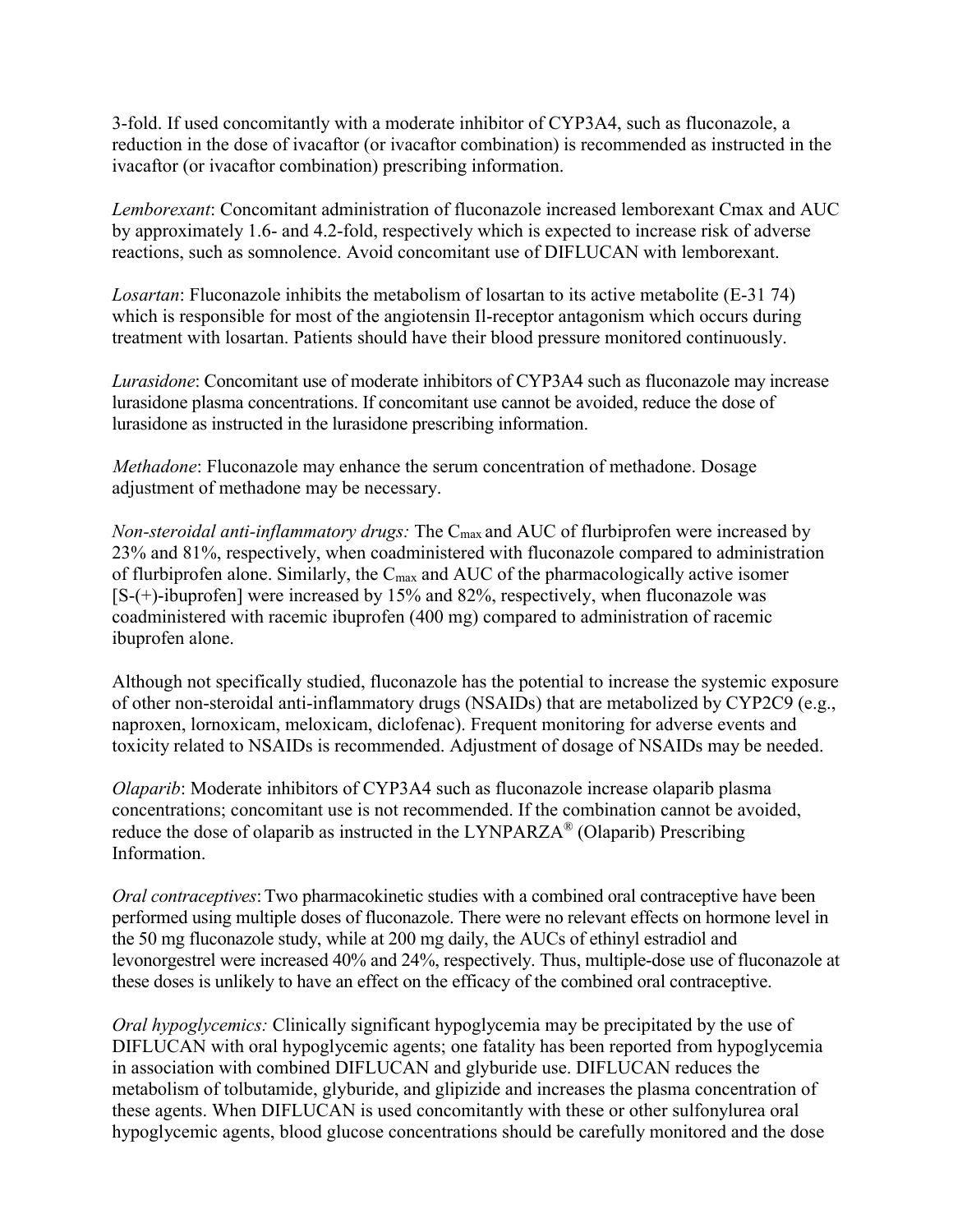3-fold. If used concomitantly with a moderate inhibitor of CYP3A4, such as fluconazole, a reduction in the dose of ivacaftor (or ivacaftor combination) is recommended as instructed in the ivacaftor (or ivacaftor combination) prescribing information.

*Lemborexant*: Concomitant administration of fluconazole increased lemborexant Cmax and AUC by approximately 1.6- and 4.2-fold, respectively which is expected to increase risk of adverse reactions, such as somnolence. Avoid concomitant use of DIFLUCAN with lemborexant.

*Losartan*: Fluconazole inhibits the metabolism of losartan to its active metabolite (E-31 74) which is responsible for most of the angiotensin Il-receptor antagonism which occurs during treatment with losartan. Patients should have their blood pressure monitored continuously.

*Lurasidone*: Concomitant use of moderate inhibitors of CYP3A4 such as fluconazole may increase lurasidone plasma concentrations. If concomitant use cannot be avoided, reduce the dose of lurasidone as instructed in the lurasidone prescribing information.

*Methadone*: Fluconazole may enhance the serum concentration of methadone. Dosage adjustment of methadone may be necessary.

*Non-steroidal anti-inflammatory drugs:* The $C_{max}$ and AUC of flurbiprofen were increased by 23% and 81%, respectively, when coadministered with fluconazole compared to administration of flurbiprofen alone. Similarly, the $C_{max}$ and AUC of the pharmacologically active isomer [S-(+)-ibuprofen] were increased by 15% and 82%, respectively, when fluconazole was coadministered with racemic ibuprofen (400 mg) compared to administration of racemic ibuprofen alone.

Although not specifically studied, fluconazole has the potential to increase the systemic exposure of other non-steroidal anti-inflammatory drugs (NSAIDs) that are metabolized by CYP2C9 (e.g., naproxen, lornoxicam, meloxicam, diclofenac). Frequent monitoring for adverse events and toxicity related to NSAIDs is recommended. Adjustment of dosage of NSAIDs may be needed.

*Olaparib*: Moderate inhibitors of CYP3A4 such as fluconazole increase olaparib plasma concentrations; concomitant use is not recommended. If the combination cannot be avoided, reduce the dose of olaparib as instructed in the LYNPARZA® (Olaparib) Prescribing Information.

*Oral contraceptives*: Two pharmacokinetic studies with a combined oral contraceptive have been performed using multiple doses of fluconazole. There were no relevant effects on hormone level in the 50 mg fluconazole study, while at 200 mg daily, the AUCs of ethinyl estradiol and levonorgestrel were increased 40% and 24%, respectively. Thus, multiple-dose use of fluconazole at these doses is unlikely to have an effect on the efficacy of the combined oral contraceptive.

*Oral hypoglycemics:* Clinically significant hypoglycemia may be precipitated by the use of DIFLUCAN with oral hypoglycemic agents; one fatality has been reported from hypoglycemia in association with combined DIFLUCAN and glyburide use. DIFLUCAN reduces the metabolism of tolbutamide, glyburide, and glipizide and increases the plasma concentration of these agents. When DIFLUCAN is used concomitantly with these or other sulfonylurea oral hypoglycemic agents, blood glucose concentrations should be carefully monitored and the dose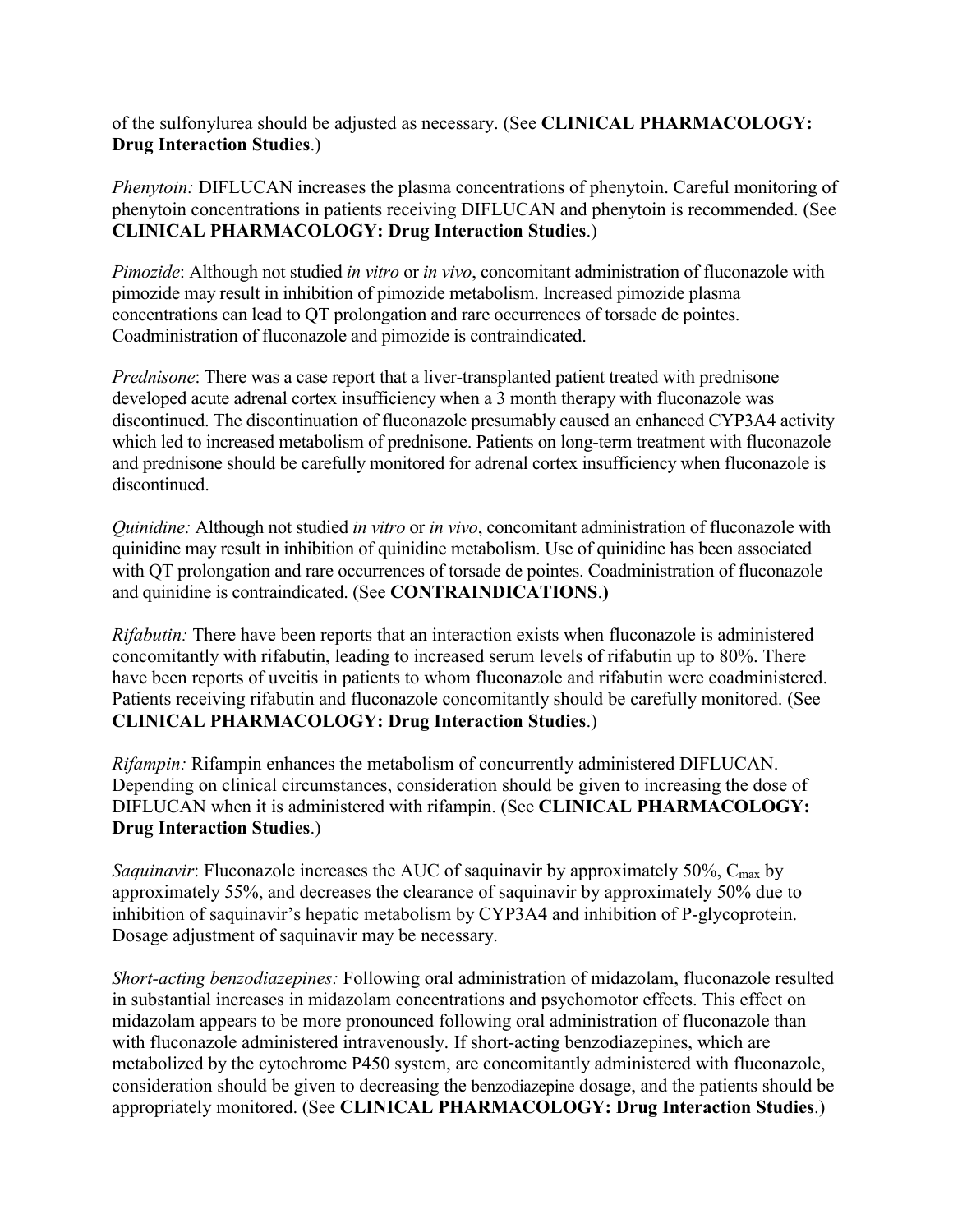of the sulfonylurea should be adjusted as necessary. (See **CLINICAL PHARMACOLOGY: Drug Interaction Studies**.)

*Phenytoin:* DIFLUCAN increases the plasma concentrations of phenytoin. Careful monitoring of phenytoin concentrations in patients receiving DIFLUCAN and phenytoin is recommended. (See **CLINICAL PHARMACOLOGY: Drug Interaction Studies**.)

*Pimozide*: Although not studied *in vitro* or *in vivo*, concomitant administration of fluconazole with pimozide may result in inhibition of pimozide metabolism. Increased pimozide plasma concentrations can lead to QT prolongation and rare occurrences of torsade de pointes. Coadministration of fluconazole and pimozide is contraindicated.

*Prednisone*: There was a case report that a liver-transplanted patient treated with prednisone developed acute adrenal cortex insufficiency when a 3 month therapy with fluconazole was discontinued. The discontinuation of fluconazole presumably caused an enhanced CYP3A4 activity which led to increased metabolism of prednisone. Patients on long-term treatment with fluconazole and prednisone should be carefully monitored for adrenal cortex insufficiency when fluconazole is discontinued.

*Quinidine:* Although not studied *in vitro* or *in vivo*, concomitant administration of fluconazole with quinidine may result in inhibition of quinidine metabolism. Use of quinidine has been associated with QT prolongation and rare occurrences of torsade de pointes. Coadministration of fluconazole and quinidine is contraindicated. (See **CONTRAINDICATIONS.)**

*Rifabutin:* There have been reports that an interaction exists when fluconazole is administered concomitantly with rifabutin, leading to increased serum levels of rifabutin up to 80%. There have been reports of uveitis in patients to whom fluconazole and rifabutin were coadministered. Patients receiving rifabutin and fluconazole concomitantly should be carefully monitored. (See **CLINICAL PHARMACOLOGY: Drug Interaction Studies**.)

*Rifampin:* Rifampin enhances the metabolism of concurrently administered DIFLUCAN. Depending on clinical circumstances, consideration should be given to increasing the dose of DIFLUCAN when it is administered with rifampin. (See **CLINICAL PHARMACOLOGY: Drug Interaction Studies**.)

*Saquinavir*: Fluconazole increases the AUC of saquinavir by approximately 50%, $C_{max}$ by approximately 55%, and decreases the clearance of saquinavir by approximately 50% due to inhibition of saquinavir's hepatic metabolism by CYP3A4 and inhibition of P-glycoprotein. Dosage adjustment of saquinavir may be necessary.

*Short-acting benzodiazepines:* Following oral administration of midazolam, fluconazole resulted in substantial increases in midazolam concentrations and psychomotor effects. This effect on midazolam appears to be more pronounced following oral administration of fluconazole than with fluconazole administered intravenously. If short-acting benzodiazepines, which are metabolized by the cytochrome P450 system, are concomitantly administered with fluconazole, consideration should be given to decreasing the benzodiazepine dosage, and the patients should be appropriately monitored. (See **CLINICAL PHARMACOLOGY: Drug Interaction Studies**.)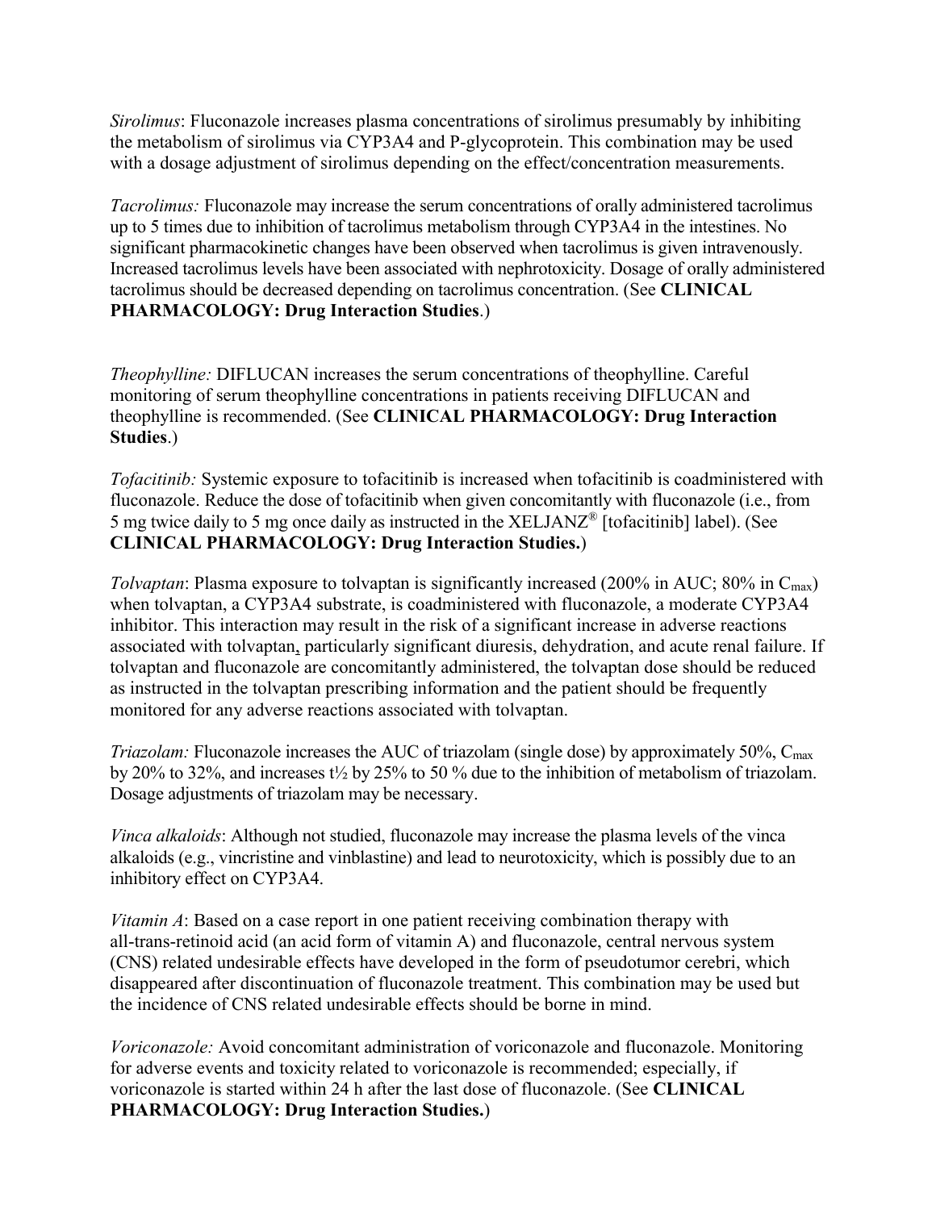*Sirolimus*: Fluconazole increases plasma concentrations of sirolimus presumably by inhibiting the metabolism of sirolimus via CYP3A4 and P-glycoprotein. This combination may be used with a dosage adjustment of sirolimus depending on the effect/concentration measurements.

*Tacrolimus:* Fluconazole may increase the serum concentrations of orally administered tacrolimus up to 5 times due to inhibition of tacrolimus metabolism through CYP3A4 in the intestines. No significant pharmacokinetic changes have been observed when tacrolimus is given intravenously. Increased tacrolimus levels have been associated with nephrotoxicity. Dosage of orally administered tacrolimus should be decreased depending on tacrolimus concentration. (See **CLINICAL PHARMACOLOGY: Drug Interaction Studies**.)

*Theophylline:* DIFLUCAN increases the serum concentrations of theophylline. Careful monitoring of serum theophylline concentrations in patients receiving DIFLUCAN and theophylline is recommended. (See **CLINICAL PHARMACOLOGY: Drug Interaction Studies**.)

*Tofacitinib:* Systemic exposure to tofacitinib is increased when tofacitinib is coadministered with fluconazole. Reduce the dose of tofacitinib when given concomitantly with fluconazole (i.e., from 5 mg twice daily to 5 mg once daily as instructed in the XELJANZ® [tofacitinib] label). (See **CLINICAL PHARMACOLOGY: Drug Interaction Studies.**)

*Tolvaptan*: Plasma exposure to tolvaptan is significantly increased (200% in AUC; 80% in $C_{max}$) when tolvaptan, a CYP3A4 substrate, is coadministered with fluconazole, a moderate CYP3A4 inhibitor. This interaction may result in the risk of a significant increase in adverse reactions associated with tolvaptan, particularly significant diuresis, dehydration, and acute renal failure. If tolvaptan and fluconazole are concomitantly administered, the tolvaptan dose should be reduced as instructed in the tolvaptan prescribing information and the patient should be frequently monitored for any adverse reactions associated with tolvaptan.

*Triazolam:* Fluconazole increases the AUC of triazolam (single dose) by approximately 50%, $C_{max}$ by 20% to 32%, and increases $t_{½}$ by 25% to 50 % due to the inhibition of metabolism of triazolam. Dosage adjustments of triazolam may be necessary.

*Vinca alkaloids*: Although not studied, fluconazole may increase the plasma levels of the vinca alkaloids (e.g., vincristine and vinblastine) and lead to neurotoxicity, which is possibly due to an inhibitory effect on CYP3A4.

*Vitamin A*: Based on a case report in one patient receiving combination therapy with all-trans-retinoid acid (an acid form of vitamin A) and fluconazole, central nervous system (CNS) related undesirable effects have developed in the form of pseudotumor cerebri, which disappeared after discontinuation of fluconazole treatment. This combination may be used but the incidence of CNS related undesirable effects should be borne in mind.

*Voriconazole:* Avoid concomitant administration of voriconazole and fluconazole. Monitoring for adverse events and toxicity related to voriconazole is recommended; especially, if voriconazole is started within 24 h after the last dose of fluconazole. (See **CLINICAL PHARMACOLOGY: Drug Interaction Studies.**)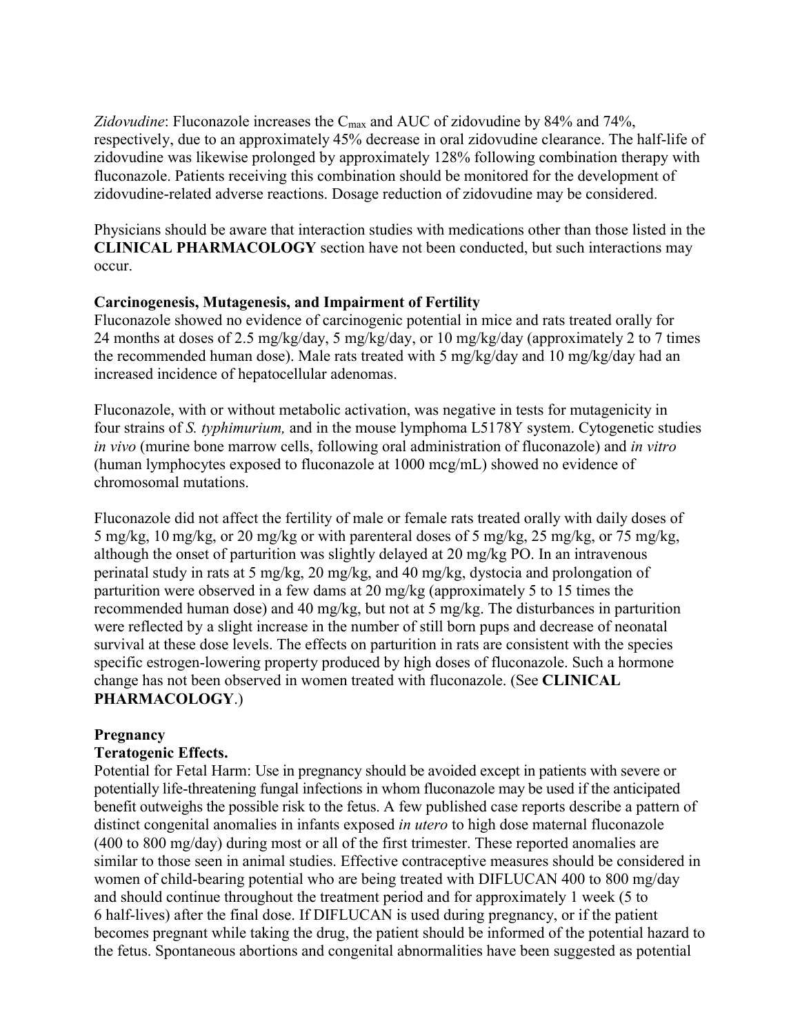*Zidovudine*: Fluconazole increases the $C_{max}$ and AUC of zidovudine by 84% and 74%, respectively, due to an approximately 45% decrease in oral zidovudine clearance. The half-life of zidovudine was likewise prolonged by approximately 128% following combination therapy with fluconazole. Patients receiving this combination should be monitored for the development of zidovudine-related adverse reactions. Dosage reduction of zidovudine may be considered.

Physicians should be aware that interaction studies with medications other than those listed in the **CLINICAL PHARMACOLOGY** section have not been conducted, but such interactions may occur.

**Carcinogenesis, Mutagenesis, and Impairment of Fertility**

Fluconazole showed no evidence of carcinogenic potential in mice and rats treated orally for 24 months at doses of 2.5 mg/kg/day, 5 mg/kg/day, or 10 mg/kg/day (approximately 2 to 7 times the recommended human dose). Male rats treated with 5 mg/kg/day and 10 mg/kg/day had an increased incidence of hepatocellular adenomas.

Fluconazole, with or without metabolic activation, was negative in tests for mutagenicity in four strains of *S. typhimurium,* and in the mouse lymphoma L5178Y system. Cytogenetic studies *in vivo* (murine bone marrow cells, following oral administration of fluconazole) and *in vitro* (human lymphocytes exposed to fluconazole at 1000 mcg/mL) showed no evidence of chromosomal mutations.

Fluconazole did not affect the fertility of male or female rats treated orally with daily doses of 5 mg/kg, 10 mg/kg, or 20 mg/kg or with parenteral doses of 5 mg/kg, 25 mg/kg, or 75 mg/kg, although the onset of parturition was slightly delayed at 20 mg/kg PO. In an intravenous perinatal study in rats at 5 mg/kg, 20 mg/kg, and 40 mg/kg, dystocia and prolongation of parturition were observed in a few dams at 20 mg/kg (approximately 5 to 15 times the recommended human dose) and 40 mg/kg, but not at 5 mg/kg. The disturbances in parturition were reflected by a slight increase in the number of still born pups and decrease of neonatal survival at these dose levels. The effects on parturition in rats are consistent with the species specific estrogen-lowering property produced by high doses of fluconazole. Such a hormone change has not been observed in women treated with fluconazole. (See **CLINICAL PHARMACOLOGY**.)

**Pregnancy**

**Teratogenic Effects.**

Potential for Fetal Harm: Use in pregnancy should be avoided except in patients with severe or potentially life-threatening fungal infections in whom fluconazole may be used if the anticipated benefit outweighs the possible risk to the fetus. A few published case reports describe a pattern of distinct congenital anomalies in infants exposed *in utero* to high dose maternal fluconazole (400 to 800 mg/day) during most or all of the first trimester. These reported anomalies are similar to those seen in animal studies. Effective contraceptive measures should be considered in women of child-bearing potential who are being treated with DIFLUCAN 400 to 800 mg/day and should continue throughout the treatment period and for approximately 1 week (5 to 6 half-lives) after the final dose. If DIFLUCAN is used during pregnancy, or if the patient becomes pregnant while taking the drug, the patient should be informed of the potential hazard to the fetus. Spontaneous abortions and congenital abnormalities have been suggested as potential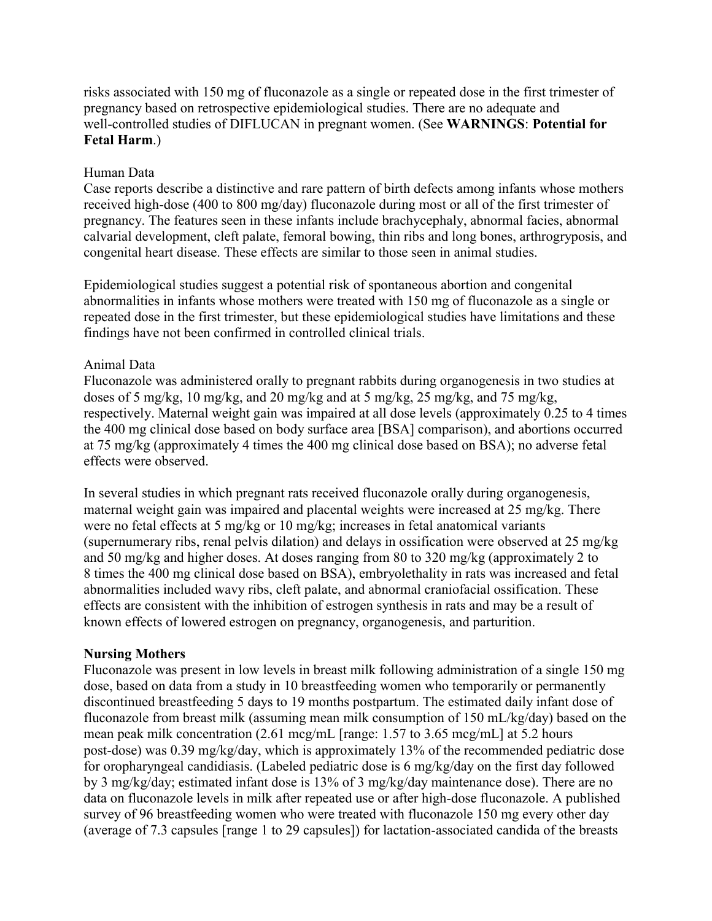risks associated with 150 mg of fluconazole as a single or repeated dose in the first trimester of pregnancy based on retrospective epidemiological studies. There are no adequate and well-controlled studies of DIFLUCAN in pregnant women. (See **WARNINGS**: **Potential for Fetal Harm**.)

Human Data

Case reports describe a distinctive and rare pattern of birth defects among infants whose mothers received high-dose (400 to 800 mg/day) fluconazole during most or all of the first trimester of pregnancy. The features seen in these infants include brachycephaly, abnormal facies, abnormal calvarial development, cleft palate, femoral bowing, thin ribs and long bones, arthrogryposis, and congenital heart disease. These effects are similar to those seen in animal studies.

Epidemiological studies suggest a potential risk of spontaneous abortion and congenital abnormalities in infants whose mothers were treated with 150 mg of fluconazole as a single or repeated dose in the first trimester, but these epidemiological studies have limitations and these findings have not been confirmed in controlled clinical trials.

Animal Data

Fluconazole was administered orally to pregnant rabbits during organogenesis in two studies at doses of 5 mg/kg, 10 mg/kg, and 20 mg/kg and at 5 mg/kg, 25 mg/kg, and 75 mg/kg, respectively. Maternal weight gain was impaired at all dose levels (approximately 0.25 to 4 times the 400 mg clinical dose based on body surface area [BSA] comparison), and abortions occurred at 75 mg/kg (approximately 4 times the 400 mg clinical dose based on BSA); no adverse fetal effects were observed.

In several studies in which pregnant rats received fluconazole orally during organogenesis, maternal weight gain was impaired and placental weights were increased at 25 mg/kg. There were no fetal effects at 5 mg/kg or 10 mg/kg; increases in fetal anatomical variants (supernumerary ribs, renal pelvis dilation) and delays in ossification were observed at 25 mg/kg and 50 mg/kg and higher doses. At doses ranging from 80 to 320 mg/kg (approximately 2 to 8 times the 400 mg clinical dose based on BSA), embryolethality in rats was increased and fetal abnormalities included wavy ribs, cleft palate, and abnormal craniofacial ossification. These effects are consistent with the inhibition of estrogen synthesis in rats and may be a result of known effects of lowered estrogen on pregnancy, organogenesis, and parturition.

**Nursing Mothers**

Fluconazole was present in low levels in breast milk following administration of a single 150 mg dose, based on data from a study in 10 breastfeeding women who temporarily or permanently discontinued breastfeeding 5 days to 19 months postpartum. The estimated daily infant dose of fluconazole from breast milk (assuming mean milk consumption of 150 mL/kg/day) based on the mean peak milk concentration (2.61 mcg/mL [range: 1.57 to 3.65 mcg/mL] at 5.2 hours post-dose) was 0.39 mg/kg/day, which is approximately 13% of the recommended pediatric dose for oropharyngeal candidiasis. (Labeled pediatric dose is 6 mg/kg/day on the first day followed by 3 mg/kg/day; estimated infant dose is 13% of 3 mg/kg/day maintenance dose). There are no data on fluconazole levels in milk after repeated use or after high-dose fluconazole. A published survey of 96 breastfeeding women who were treated with fluconazole 150 mg every other day (average of 7.3 capsules [range 1 to 29 capsules]) for lactation-associated candida of the breasts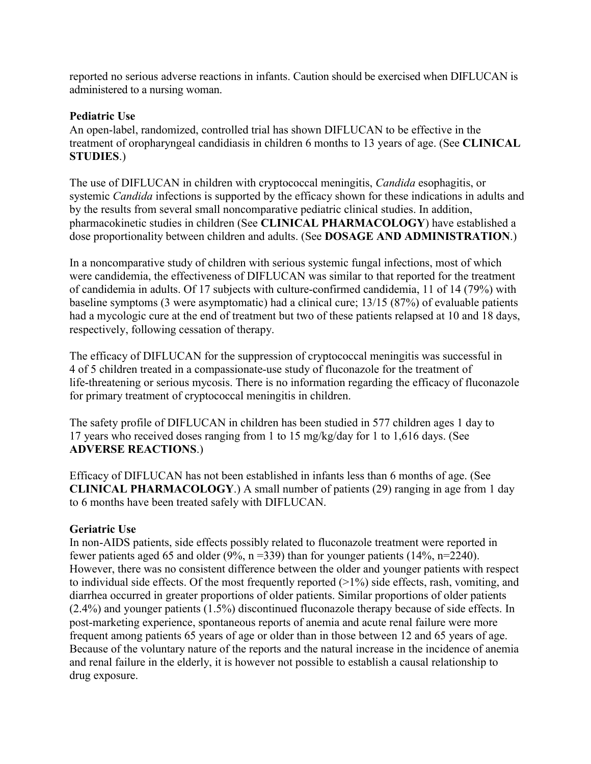reported no serious adverse reactions in infants. Caution should be exercised when DIFLUCAN is administered to a nursing woman.

**Pediatric Use**

An open-label, randomized, controlled trial has shown DIFLUCAN to be effective in the treatment of oropharyngeal candidiasis in children 6 months to 13 years of age. (See **CLINICAL STUDIES**.)

The use of DIFLUCAN in children with cryptococcal meningitis, *Candida* esophagitis, or systemic *Candida* infections is supported by the efficacy shown for these indications in adults and by the results from several small noncomparative pediatric clinical studies. In addition, pharmacokinetic studies in children (See **CLINICAL PHARMACOLOGY**) have established a dose proportionality between children and adults. (See **DOSAGE AND ADMINISTRATION**.)

In a noncomparative study of children with serious systemic fungal infections, most of which were candidemia, the effectiveness of DIFLUCAN was similar to that reported for the treatment of candidemia in adults. Of 17 subjects with culture-confirmed candidemia, 11 of 14 (79%) with baseline symptoms (3 were asymptomatic) had a clinical cure; 13/15 (87%) of evaluable patients had a mycologic cure at the end of treatment but two of these patients relapsed at 10 and 18 days, respectively, following cessation of therapy.

The efficacy of DIFLUCAN for the suppression of cryptococcal meningitis was successful in 4 of 5 children treated in a compassionate-use study of fluconazole for the treatment of life-threatening or serious mycosis. There is no information regarding the efficacy of fluconazole for primary treatment of cryptococcal meningitis in children.

The safety profile of DIFLUCAN in children has been studied in 577 children ages 1 day to 17 years who received doses ranging from 1 to 15 mg/kg/day for 1 to 1,616 days. (See **ADVERSE REACTIONS**.)

Efficacy of DIFLUCAN has not been established in infants less than 6 months of age. (See **CLINICAL PHARMACOLOGY**.) A small number of patients (29) ranging in age from 1 day to 6 months have been treated safely with DIFLUCAN.

**Geriatric Use**

In non-AIDS patients, side effects possibly related to fluconazole treatment were reported in fewer patients aged 65 and older (9%, n =339) than for younger patients (14%, n=2240). However, there was no consistent difference between the older and younger patients with respect to individual side effects. Of the most frequently reported (>1%) side effects, rash, vomiting, and diarrhea occurred in greater proportions of older patients. Similar proportions of older patients (2.4%) and younger patients (1.5%) discontinued fluconazole therapy because of side effects. In post-marketing experience, spontaneous reports of anemia and acute renal failure were more frequent among patients 65 years of age or older than in those between 12 and 65 years of age. Because of the voluntary nature of the reports and the natural increase in the incidence of anemia and renal failure in the elderly, it is however not possible to establish a causal relationship to drug exposure.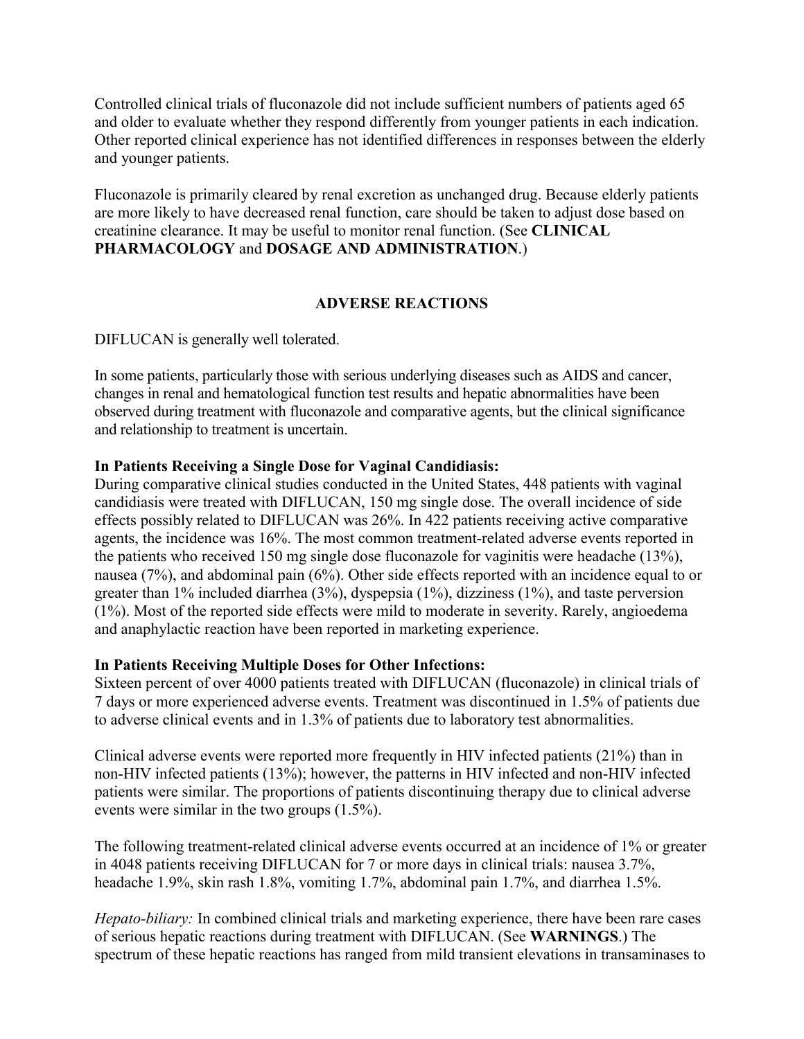Controlled clinical trials of fluconazole did not include sufficient numbers of patients aged 65 and older to evaluate whether they respond differently from younger patients in each indication. Other reported clinical experience has not identified differences in responses between the elderly and younger patients.

Fluconazole is primarily cleared by renal excretion as unchanged drug. Because elderly patients are more likely to have decreased renal function, care should be taken to adjust dose based on creatinine clearance. It may be useful to monitor renal function. (See **CLINICAL PHARMACOLOGY** and **DOSAGE AND ADMINISTRATION**.)

## ADVERSE REACTIONS

DIFLUCAN is generally well tolerated.

In some patients, particularly those with serious underlying diseases such as AIDS and cancer, changes in renal and hematological function test results and hepatic abnormalities have been observed during treatment with fluconazole and comparative agents, but the clinical significance and relationship to treatment is uncertain.

**In Patients Receiving a Single Dose for Vaginal Candidiasis:**
During comparative clinical studies conducted in the United States, 448 patients with vaginal candidiasis were treated with DIFLUCAN, 150 mg single dose. The overall incidence of side effects possibly related to DIFLUCAN was 26%. In 422 patients receiving active comparative agents, the incidence was 16%. The most common treatment-related adverse events reported in the patients who received 150 mg single dose fluconazole for vaginitis were headache (13%), nausea (7%), and abdominal pain (6%). Other side effects reported with an incidence equal to or greater than 1% included diarrhea (3%), dyspepsia (1%), dizziness (1%), and taste perversion (1%). Most of the reported side effects were mild to moderate in severity. Rarely, angioedema and anaphylactic reaction have been reported in marketing experience.

**In Patients Receiving Multiple Doses for Other Infections:**
Sixteen percent of over 4000 patients treated with DIFLUCAN (fluconazole) in clinical trials of 7 days or more experienced adverse events. Treatment was discontinued in 1.5% of patients due to adverse clinical events and in 1.3% of patients due to laboratory test abnormalities.

Clinical adverse events were reported more frequently in HIV infected patients (21%) than in non-HIV infected patients (13%); however, the patterns in HIV infected and non-HIV infected patients were similar. The proportions of patients discontinuing therapy due to clinical adverse events were similar in the two groups (1.5%).

The following treatment-related clinical adverse events occurred at an incidence of 1% or greater in 4048 patients receiving DIFLUCAN for 7 or more days in clinical trials: nausea 3.7%, headache 1.9%, skin rash 1.8%, vomiting 1.7%, abdominal pain 1.7%, and diarrhea 1.5%.

*Hepato-biliary:* In combined clinical trials and marketing experience, there have been rare cases of serious hepatic reactions during treatment with DIFLUCAN. (See **WARNINGS**.) The spectrum of these hepatic reactions has ranged from mild transient elevations in transaminases to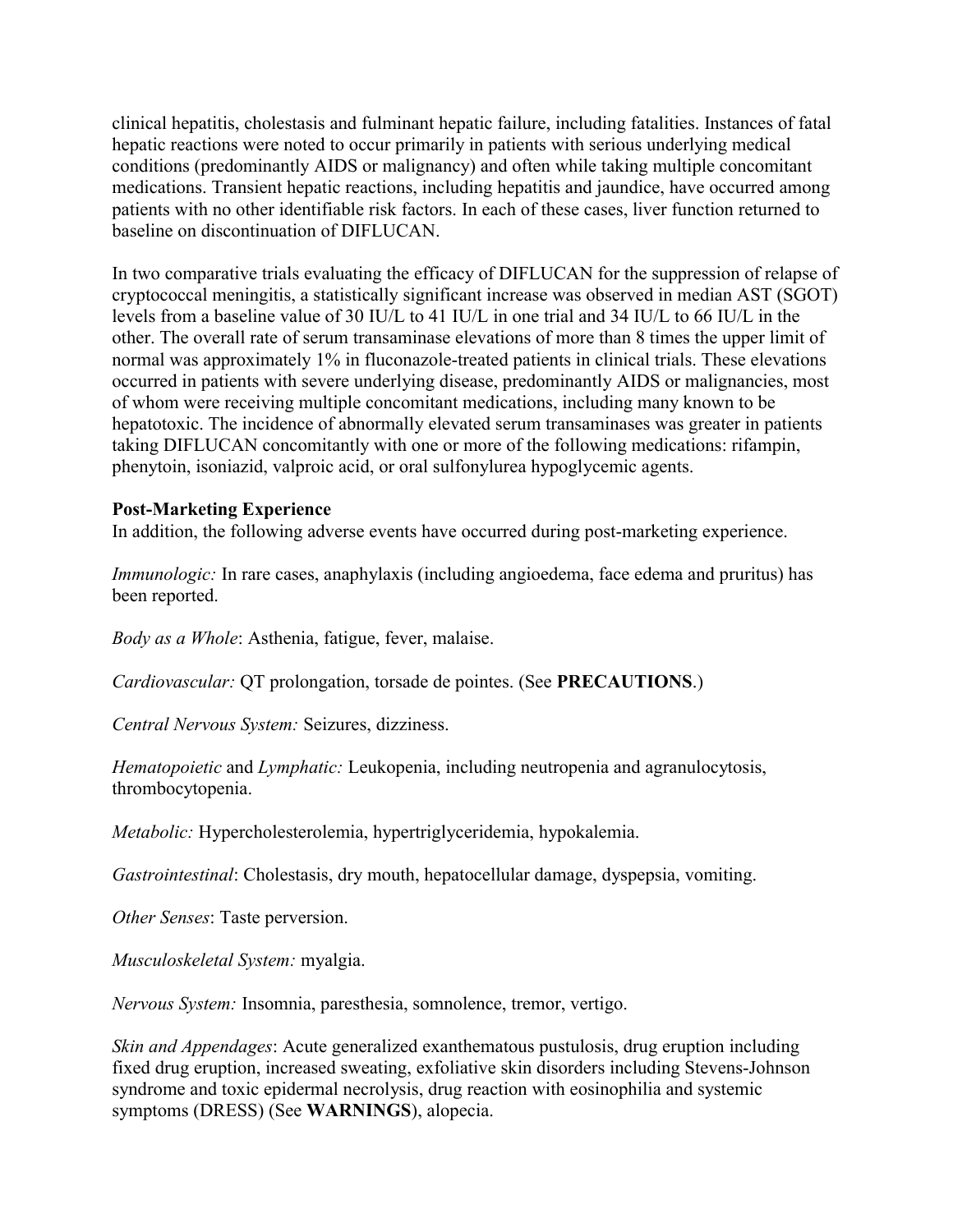clinical hepatitis, cholestasis and fulminant hepatic failure, including fatalities. Instances of fatal hepatic reactions were noted to occur primarily in patients with serious underlying medical conditions (predominantly AIDS or malignancy) and often while taking multiple concomitant medications. Transient hepatic reactions, including hepatitis and jaundice, have occurred among patients with no other identifiable risk factors. In each of these cases, liver function returned to baseline on discontinuation of DIFLUCAN.

In two comparative trials evaluating the efficacy of DIFLUCAN for the suppression of relapse of cryptococcal meningitis, a statistically significant increase was observed in median AST (SGOT) levels from a baseline value of 30 IU/L to 41 IU/L in one trial and 34 IU/L to 66 IU/L in the other. The overall rate of serum transaminase elevations of more than 8 times the upper limit of normal was approximately 1% in fluconazole-treated patients in clinical trials. These elevations occurred in patients with severe underlying disease, predominantly AIDS or malignancies, most of whom were receiving multiple concomitant medications, including many known to be hepatotoxic. The incidence of abnormally elevated serum transaminases was greater in patients taking DIFLUCAN concomitantly with one or more of the following medications: rifampin, phenytoin, isoniazid, valproic acid, or oral sulfonylurea hypoglycemic agents.

**Post-Marketing Experience**

In addition, the following adverse events have occurred during post-marketing experience.

*Immunologic:* In rare cases, anaphylaxis (including angioedema, face edema and pruritus) has been reported.

*Body as a Whole*: Asthenia, fatigue, fever, malaise.

*Cardiovascular:* QT prolongation, torsade de pointes. (See **PRECAUTIONS**.)

*Central Nervous System:* Seizures, dizziness.

*Hematopoietic* and *Lymphatic:* Leukopenia, including neutropenia and agranulocytosis, thrombocytopenia.

*Metabolic:* Hypercholesterolemia, hypertriglyceridemia, hypokalemia.

*Gastrointestinal*: Cholestasis, dry mouth, hepatocellular damage, dyspepsia, vomiting.

*Other Senses*: Taste perversion.

*Musculoskeletal System:* myalgia.

*Nervous System:* Insomnia, paresthesia, somnolence, tremor, vertigo.

*Skin and Appendages*: Acute generalized exanthematous pustulosis, drug eruption including fixed drug eruption, increased sweating, exfoliative skin disorders including Stevens-Johnson syndrome and toxic epidermal necrolysis, drug reaction with eosinophilia and systemic symptoms (DRESS) (See **WARNINGS**), alopecia.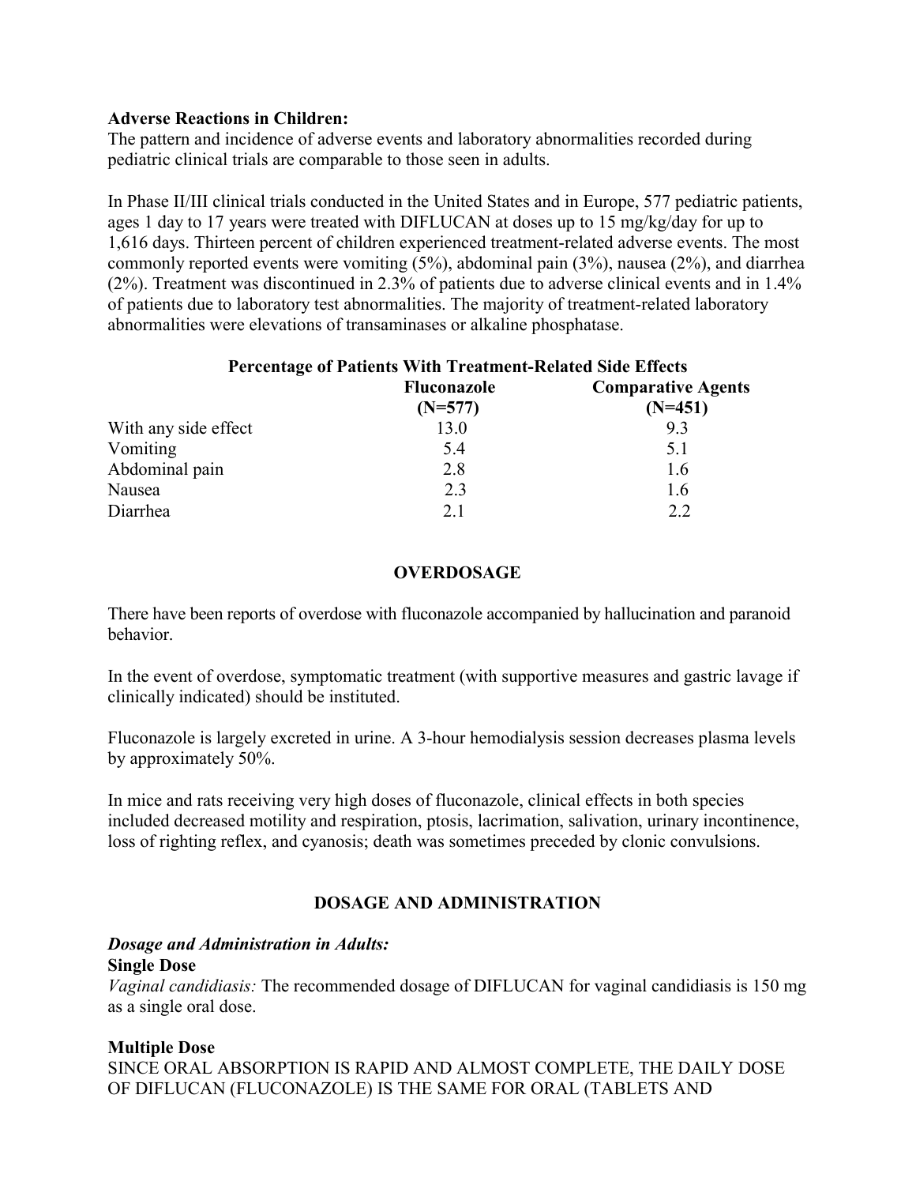**Adverse Reactions in Children:**
The pattern and incidence of adverse events and laboratory abnormalities recorded during pediatric clinical trials are comparable to those seen in adults.

In Phase II/III clinical trials conducted in the United States and in Europe, 577 pediatric patients, ages 1 day to 17 years were treated with DIFLUCAN at doses up to 15 mg/kg/day for up to 1,616 days. Thirteen percent of children experienced treatment-related adverse events. The most commonly reported events were vomiting (5%), abdominal pain (3%), nausea (2%), and diarrhea (2%). Treatment was discontinued in 2.3% of patients due to adverse clinical events and in 1.4% of patients due to laboratory test abnormalities. The majority of treatment-related laboratory abnormalities were elevations of transaminases or alkaline phosphatase.

**Percentage of Patients With Treatment-Related Side Effects**

| | Fluconazole (N=577) | Comparative Agents (N=451) |
|---|---|---|
| With any side effect | 13.0 | 9.3 |
| Vomiting | 5.4 | 5.1 |
| Abdominal pain | 2.8 | 1.6 |
| Nausea | 2.3 | 1.6 |
| Diarrhea | 2.1 | 2.2 |

## OVERDOSAGE

There have been reports of overdose with fluconazole accompanied by hallucination and paranoid behavior.

In the event of overdose, symptomatic treatment (with supportive measures and gastric lavage if clinically indicated) should be instituted.

Fluconazole is largely excreted in urine. A 3-hour hemodialysis session decreases plasma levels by approximately 50%.

In mice and rats receiving very high doses of fluconazole, clinical effects in both species included decreased motility and respiration, ptosis, lacrimation, salivation, urinary incontinence, loss of righting reflex, and cyanosis; death was sometimes preceded by clonic convulsions.

## DOSAGE AND ADMINISTRATION

***Dosage and Administration in Adults:***

**Single Dose**

*Vaginal candidiasis:* The recommended dosage of DIFLUCAN for vaginal candidiasis is 150 mg as a single oral dose.

**Multiple Dose**

SINCE ORAL ABSORPTION IS RAPID AND ALMOST COMPLETE, THE DAILY DOSE OF DIFLUCAN (FLUCONAZOLE) IS THE SAME FOR ORAL (TABLETS AND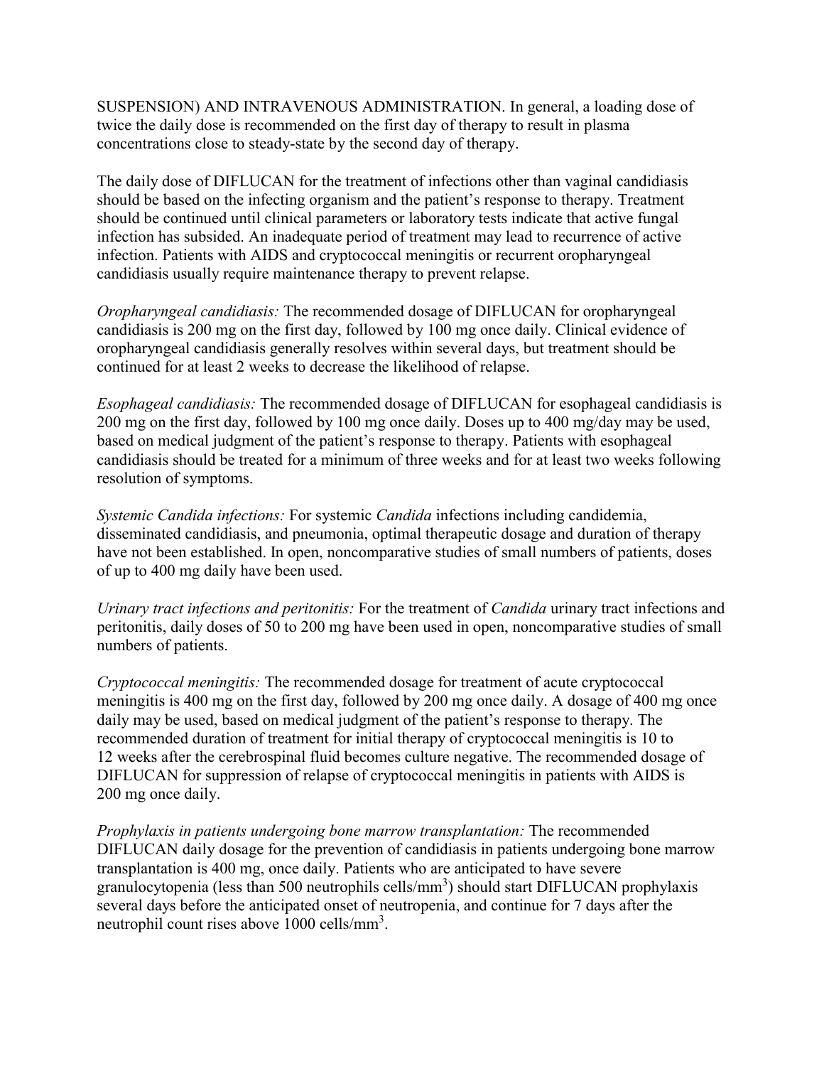SUSPENSION) AND INTRAVENOUS ADMINISTRATION. In general, a loading dose of twice the daily dose is recommended on the first day of therapy to result in plasma concentrations close to steady-state by the second day of therapy.

The daily dose of DIFLUCAN for the treatment of infections other than vaginal candidiasis should be based on the infecting organism and the patient's response to therapy. Treatment should be continued until clinical parameters or laboratory tests indicate that active fungal infection has subsided. An inadequate period of treatment may lead to recurrence of active infection. Patients with AIDS and cryptococcal meningitis or recurrent oropharyngeal candidiasis usually require maintenance therapy to prevent relapse.

*Oropharyngeal candidiasis:* The recommended dosage of DIFLUCAN for oropharyngeal candidiasis is 200 mg on the first day, followed by 100 mg once daily. Clinical evidence of oropharyngeal candidiasis generally resolves within several days, but treatment should be continued for at least 2 weeks to decrease the likelihood of relapse.

*Esophageal candidiasis:* The recommended dosage of DIFLUCAN for esophageal candidiasis is 200 mg on the first day, followed by 100 mg once daily. Doses up to 400 mg/day may be used, based on medical judgment of the patient's response to therapy. Patients with esophageal candidiasis should be treated for a minimum of three weeks and for at least two weeks following resolution of symptoms.

*Systemic Candida infections:* For systemic *Candida* infections including candidemia, disseminated candidiasis, and pneumonia, optimal therapeutic dosage and duration of therapy have not been established. In open, noncomparative studies of small numbers of patients, doses of up to 400 mg daily have been used.

*Urinary tract infections and peritonitis:* For the treatment of *Candida* urinary tract infections and peritonitis, daily doses of 50 to 200 mg have been used in open, noncomparative studies of small numbers of patients.

*Cryptococcal meningitis:* The recommended dosage for treatment of acute cryptococcal meningitis is 400 mg on the first day, followed by 200 mg once daily. A dosage of 400 mg once daily may be used, based on medical judgment of the patient's response to therapy. The recommended duration of treatment for initial therapy of cryptococcal meningitis is 10 to 12 weeks after the cerebrospinal fluid becomes culture negative. The recommended dosage of DIFLUCAN for suppression of relapse of cryptococcal meningitis in patients with AIDS is 200 mg once daily.

*Prophylaxis in patients undergoing bone marrow transplantation:* The recommended DIFLUCAN daily dosage for the prevention of candidiasis in patients undergoing bone marrow transplantation is 400 mg, once daily. Patients who are anticipated to have severe granulocytopenia (less than 500 neutrophils cells/$mm^3$) should start DIFLUCAN prophylaxis several days before the anticipated onset of neutropenia, and continue for 7 days after the neutrophil count rises above 1000 cells/$mm^3$.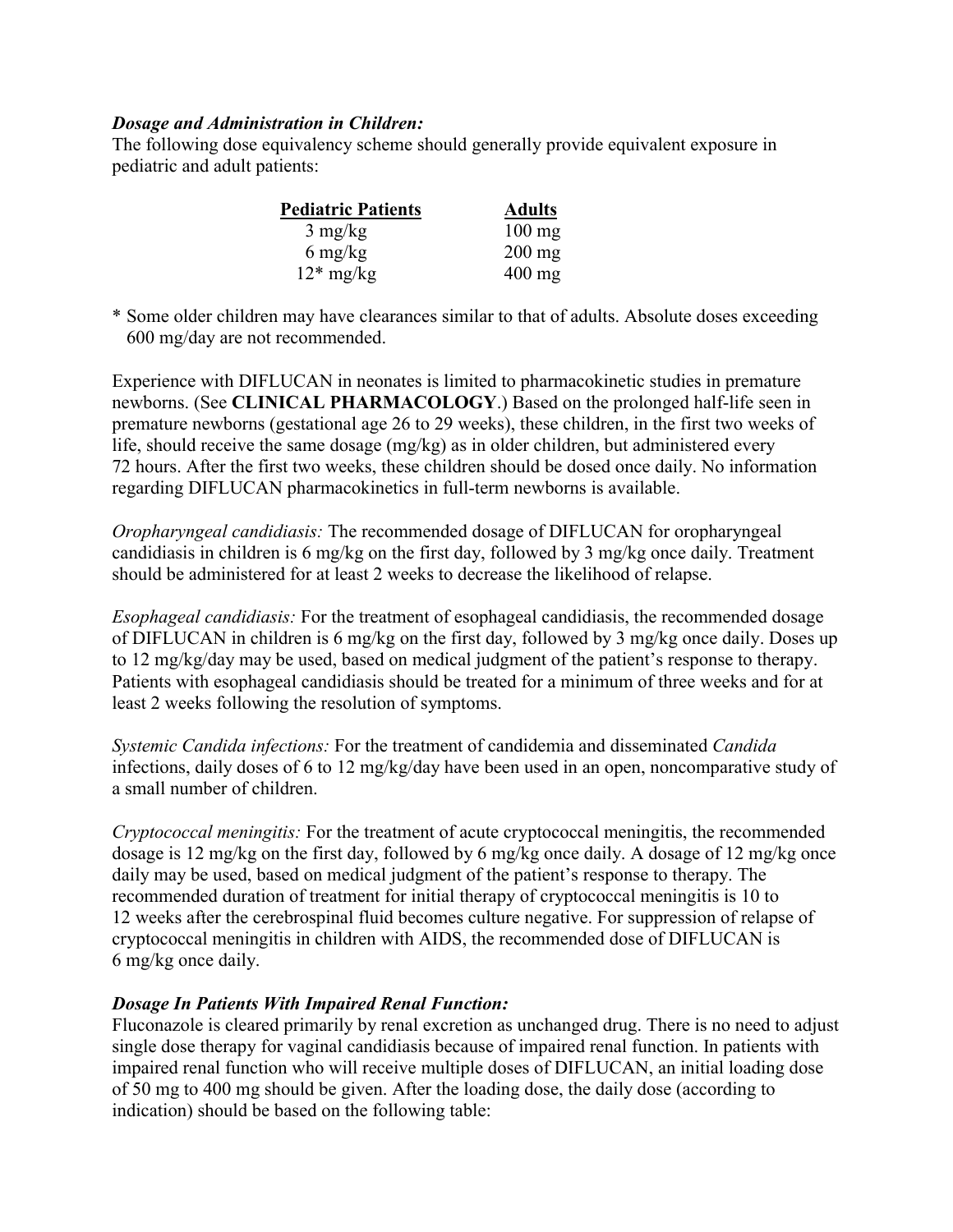***Dosage and Administration in Children:***

The following dose equivalency scheme should generally provide equivalent exposure in pediatric and adult patients:

| Pediatric Patients | Adults |
|---|---|
| 3 mg/kg | 100 mg |
| 6 mg/kg | 200 mg |
| 12* mg/kg | 400 mg |

\* Some older children may have clearances similar to that of adults. Absolute doses exceeding 600 mg/day are not recommended.

Experience with DIFLUCAN in neonates is limited to pharmacokinetic studies in premature newborns. (See **CLINICAL PHARMACOLOGY**.) Based on the prolonged half-life seen in premature newborns (gestational age 26 to 29 weeks), these children, in the first two weeks of life, should receive the same dosage (mg/kg) as in older children, but administered every 72 hours. After the first two weeks, these children should be dosed once daily. No information regarding DIFLUCAN pharmacokinetics in full-term newborns is available.

*Oropharyngeal candidiasis:* The recommended dosage of DIFLUCAN for oropharyngeal candidiasis in children is 6 mg/kg on the first day, followed by 3 mg/kg once daily. Treatment should be administered for at least 2 weeks to decrease the likelihood of relapse.

*Esophageal candidiasis:* For the treatment of esophageal candidiasis, the recommended dosage of DIFLUCAN in children is 6 mg/kg on the first day, followed by 3 mg/kg once daily. Doses up to 12 mg/kg/day may be used, based on medical judgment of the patient's response to therapy. Patients with esophageal candidiasis should be treated for a minimum of three weeks and for at least 2 weeks following the resolution of symptoms.

*Systemic Candida infections:* For the treatment of candidemia and disseminated *Candida* infections, daily doses of 6 to 12 mg/kg/day have been used in an open, noncomparative study of a small number of children.

*Cryptococcal meningitis:* For the treatment of acute cryptococcal meningitis, the recommended dosage is 12 mg/kg on the first day, followed by 6 mg/kg once daily. A dosage of 12 mg/kg once daily may be used, based on medical judgment of the patient's response to therapy. The recommended duration of treatment for initial therapy of cryptococcal meningitis is 10 to 12 weeks after the cerebrospinal fluid becomes culture negative. For suppression of relapse of cryptococcal meningitis in children with AIDS, the recommended dose of DIFLUCAN is 6 mg/kg once daily.

***Dosage In Patients With Impaired Renal Function:***

Fluconazole is cleared primarily by renal excretion as unchanged drug. There is no need to adjust single dose therapy for vaginal candidiasis because of impaired renal function. In patients with impaired renal function who will receive multiple doses of DIFLUCAN, an initial loading dose of 50 mg to 400 mg should be given. After the loading dose, the daily dose (according to indication) should be based on the following table: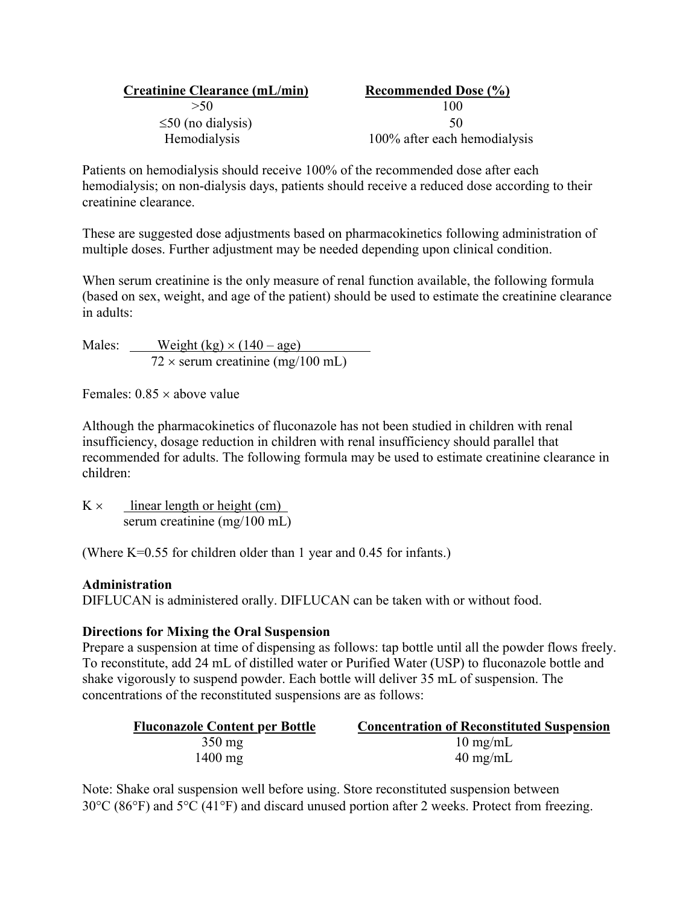| Creatinine Clearance (mL/min) | Recommended Dose (%) |
|---|---|
| >50 | 100 |
| ≤50 (no dialysis) | 50 |
| Hemodialysis | 100% after each hemodialysis |

Patients on hemodialysis should receive 100% of the recommended dose after each hemodialysis; on non-dialysis days, patients should receive a reduced dose according to their creatinine clearance.

These are suggested dose adjustments based on pharmacokinetics following administration of multiple doses. Further adjustment may be needed depending upon clinical condition.

When serum creatinine is the only measure of renal function available, the following formula (based on sex, weight, and age of the patient) should be used to estimate the creatinine clearance in adults:

Males:
$$\frac{\text{Weight (kg)} \times (140 - \text{age})}{72 \times \text{serum creatinine (mg/100 mL)}}$$

Females: $0.85 \times$ above value

Although the pharmacokinetics of fluconazole has not been studied in children with renal insufficiency, dosage reduction in children with renal insufficiency should parallel that recommended for adults. The following formula may be used to estimate creatinine clearance in children:

$$K \times \frac{\text{linear length or height (cm)}}{\text{serum creatinine (mg/100 mL)}}$$

(Where K=0.55 for children older than 1 year and 0.45 for infants.)

**Administration**

DIFLUCAN is administered orally. DIFLUCAN can be taken with or without food.

**Directions for Mixing the Oral Suspension**

Prepare a suspension at time of dispensing as follows: tap bottle until all the powder flows freely. To reconstitute, add 24 mL of distilled water or Purified Water (USP) to fluconazole bottle and shake vigorously to suspend powder. Each bottle will deliver 35 mL of suspension. The concentrations of the reconstituted suspensions are as follows:

| Fluconazole Content per Bottle | Concentration of Reconstituted Suspension |
|---|---|
| 350 mg | 10 mg/mL |
| 1400 mg | 40 mg/mL |

Note: Shake oral suspension well before using. Store reconstituted suspension between 30°C (86°F) and 5°C (41°F) and discard unused portion after 2 weeks. Protect from freezing.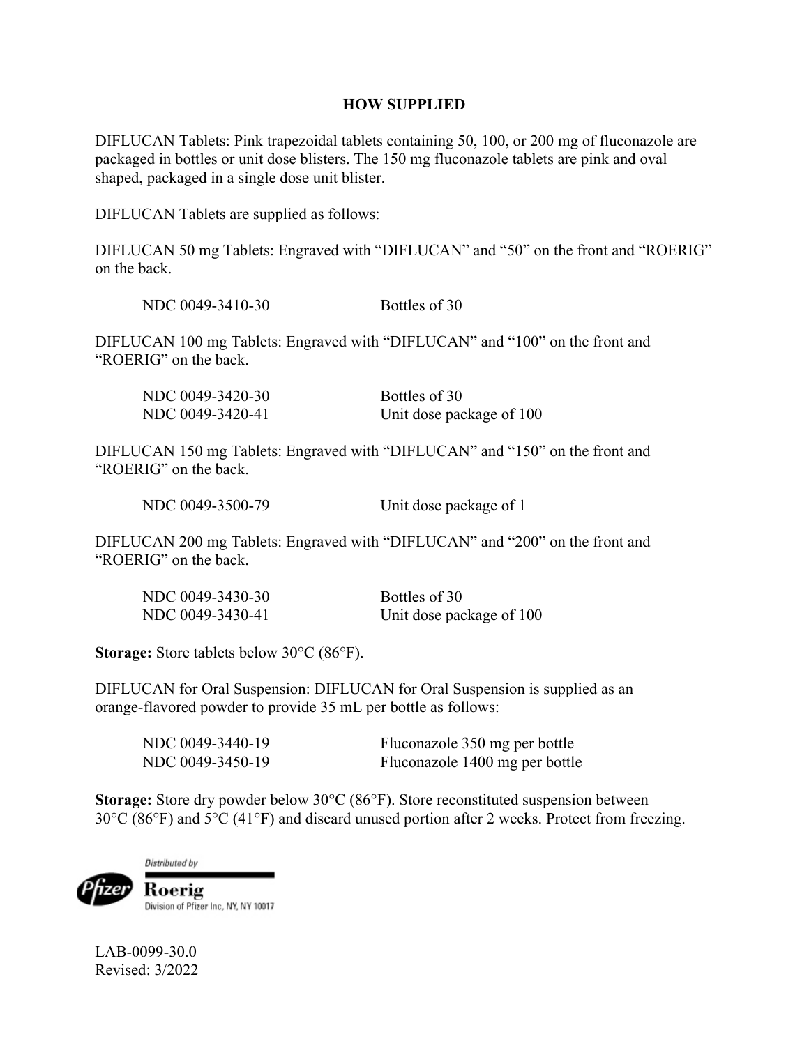## HOW SUPPLIED

DIFLUCAN Tablets: Pink trapezoidal tablets containing 50, 100, or 200 mg of fluconazole are packaged in bottles or unit dose blisters. The 150 mg fluconazole tablets are pink and oval shaped, packaged in a single dose unit blister.

DIFLUCAN Tablets are supplied as follows:

DIFLUCAN 50 mg Tablets: Engraved with "DIFLUCAN" and "50" on the front and "ROERIG" on the back.

| | |
|---|---|
| NDC 0049-3410-30 | Bottles of 30 |

DIFLUCAN 100 mg Tablets: Engraved with "DIFLUCAN" and "100" on the front and "ROERIG" on the back.

| | |
|---|---|
| NDC 0049-3420-30 | Bottles of 30 |
| NDC 0049-3420-41 | Unit dose package of 100 |

DIFLUCAN 150 mg Tablets: Engraved with "DIFLUCAN" and "150" on the front and "ROERIG" on the back.

| | |
|---|---|
| NDC 0049-3500-79 | Unit dose package of 1 |

DIFLUCAN 200 mg Tablets: Engraved with "DIFLUCAN" and "200" on the front and "ROERIG" on the back.

| | |
|---|---|
| NDC 0049-3430-30 | Bottles of 30 |
| NDC 0049-3430-41 | Unit dose package of 100 |

**Storage:** Store tablets below 30°C (86°F).

DIFLUCAN for Oral Suspension: DIFLUCAN for Oral Suspension is supplied as an orange-flavored powder to provide 35 mL per bottle as follows:

| | |
|---|---|
| NDC 0049-3440-19 | Fluconazole 350 mg per bottle |
| NDC 0049-3450-19 | Fluconazole 1400 mg per bottle |

**Storage:** Store dry powder below 30°C (86°F). Store reconstituted suspension between 30°C (86°F) and 5°C (41°F) and discard unused portion after 2 weeks. Protect from freezing.

Distributed by
Pfizer Roerig
Division of Pfizer Inc, NY, NY 10017

LAB-0099-30.0
Revised: 3/2022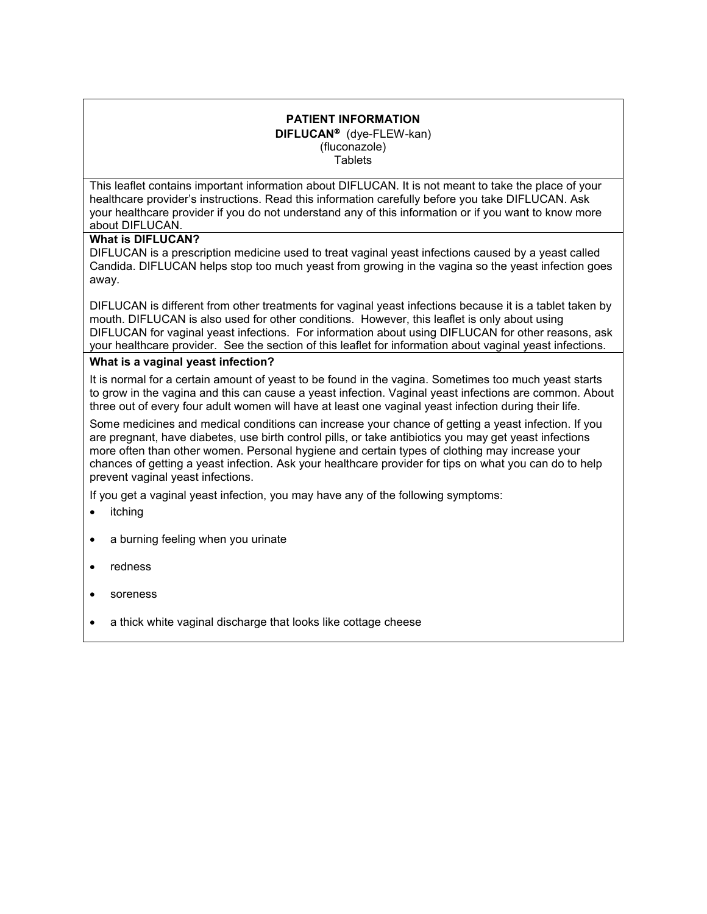**PATIENT INFORMATION**

**DIFLUCAN®** (dye-FLEW-kan)

(fluconazole)

Tablets

This leaflet contains important information about DIFLUCAN. It is not meant to take the place of your healthcare provider's instructions. Read this information carefully before you take DIFLUCAN. Ask your healthcare provider if you do not understand any of this information or if you want to know more about DIFLUCAN.

**What is DIFLUCAN?**

DIFLUCAN is a prescription medicine used to treat vaginal yeast infections caused by a yeast called Candida. DIFLUCAN helps stop too much yeast from growing in the vagina so the yeast infection goes away.

DIFLUCAN is different from other treatments for vaginal yeast infections because it is a tablet taken by mouth. DIFLUCAN is also used for other conditions. However, this leaflet is only about using DIFLUCAN for vaginal yeast infections. For information about using DIFLUCAN for other reasons, ask your healthcare provider. See the section of this leaflet for information about vaginal yeast infections.

**What is a vaginal yeast infection?**

It is normal for a certain amount of yeast to be found in the vagina. Sometimes too much yeast starts to grow in the vagina and this can cause a yeast infection. Vaginal yeast infections are common. About three out of every four adult women will have at least one vaginal yeast infection during their life.

Some medicines and medical conditions can increase your chance of getting a yeast infection. If you are pregnant, have diabetes, use birth control pills, or take antibiotics you may get yeast infections more often than other women. Personal hygiene and certain types of clothing may increase your chances of getting a yeast infection. Ask your healthcare provider for tips on what you can do to help prevent vaginal yeast infections.

If you get a vaginal yeast infection, you may have any of the following symptoms:

- itching
- a burning feeling when you urinate
- redness
- soreness
- a thick white vaginal discharge that looks like cottage cheese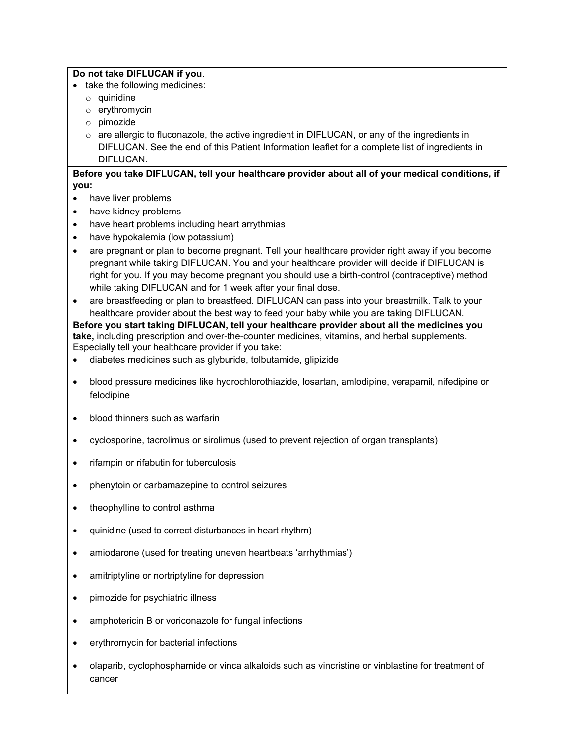**Do not take DIFLUCAN if you**.

- take the following medicines:
  - quinidine
  - erythromycin
  - pimozide
  - are allergic to fluconazole, the active ingredient in DIFLUCAN, or any of the ingredients in DIFLUCAN. See the end of this Patient Information leaflet for a complete list of ingredients in DIFLUCAN.

**Before you take DIFLUCAN, tell your healthcare provider about all of your medical conditions, if you:**

- have liver problems
- have kidney problems
- have heart problems including heart arrythmias
- have hypokalemia (low potassium)
- are pregnant or plan to become pregnant. Tell your healthcare provider right away if you become pregnant while taking DIFLUCAN. You and your healthcare provider will decide if DIFLUCAN is right for you. If you may become pregnant you should use a birth-control (contraceptive) method while taking DIFLUCAN and for 1 week after your final dose.
- are breastfeeding or plan to breastfeed. DIFLUCAN can pass into your breastmilk. Talk to your healthcare provider about the best way to feed your baby while you are taking DIFLUCAN.

**Before you start taking DIFLUCAN, tell your healthcare provider about all the medicines you take,** including prescription and over-the-counter medicines, vitamins, and herbal supplements. Especially tell your healthcare provider if you take:

- diabetes medicines such as glyburide, tolbutamide, glipizide
- blood pressure medicines like hydrochlorothiazide, losartan, amlodipine, verapamil, nifedipine or felodipine
- blood thinners such as warfarin
- cyclosporine, tacrolimus or sirolimus (used to prevent rejection of organ transplants)
- rifampin or rifabutin for tuberculosis
- phenytoin or carbamazepine to control seizures
- theophylline to control asthma
- quinidine (used to correct disturbances in heart rhythm)
- amiodarone (used for treating uneven heartbeats 'arrhythmias')
- amitriptyline or nortriptyline for depression
- pimozide for psychiatric illness
- amphotericin B or voriconazole for fungal infections
- erythromycin for bacterial infections
- olaparib, cyclophosphamide or vinca alkaloids such as vincristine or vinblastine for treatment of cancer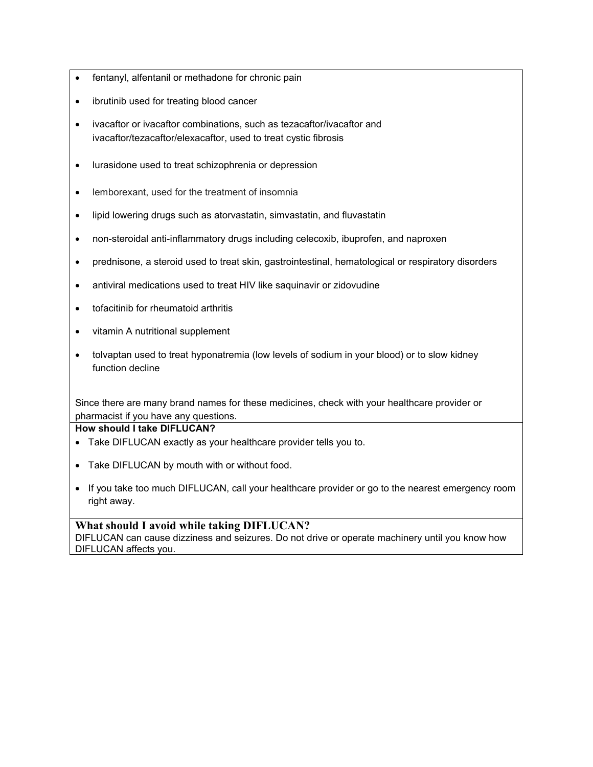- fentanyl, alfentanil or methadone for chronic pain
- ibrutinib used for treating blood cancer
- ivacaftor or ivacaftor combinations, such as tezacaftor/ivacaftor and ivacaftor/tezacaftor/elexacaftor, used to treat cystic fibrosis
- lurasidone used to treat schizophrenia or depression
- lemborexant, used for the treatment of insomnia
- lipid lowering drugs such as atorvastatin, simvastatin, and fluvastatin
- non-steroidal anti-inflammatory drugs including celecoxib, ibuprofen, and naproxen
- prednisone, a steroid used to treat skin, gastrointestinal, hematological or respiratory disorders
- antiviral medications used to treat HIV like saquinavir or zidovudine
- tofacitinib for rheumatoid arthritis
- vitamin A nutritional supplement
- tolvaptan used to treat hyponatremia (low levels of sodium in your blood) or to slow kidney function decline

Since there are many brand names for these medicines, check with your healthcare provider or pharmacist if you have any questions.

**How should I take DIFLUCAN?**

- Take DIFLUCAN exactly as your healthcare provider tells you to.
- Take DIFLUCAN by mouth with or without food.
- If you take too much DIFLUCAN, call your healthcare provider or go to the nearest emergency room right away.

**What should I avoid while taking DIFLUCAN?**

DIFLUCAN can cause dizziness and seizures. Do not drive or operate machinery until you know how DIFLUCAN affects you.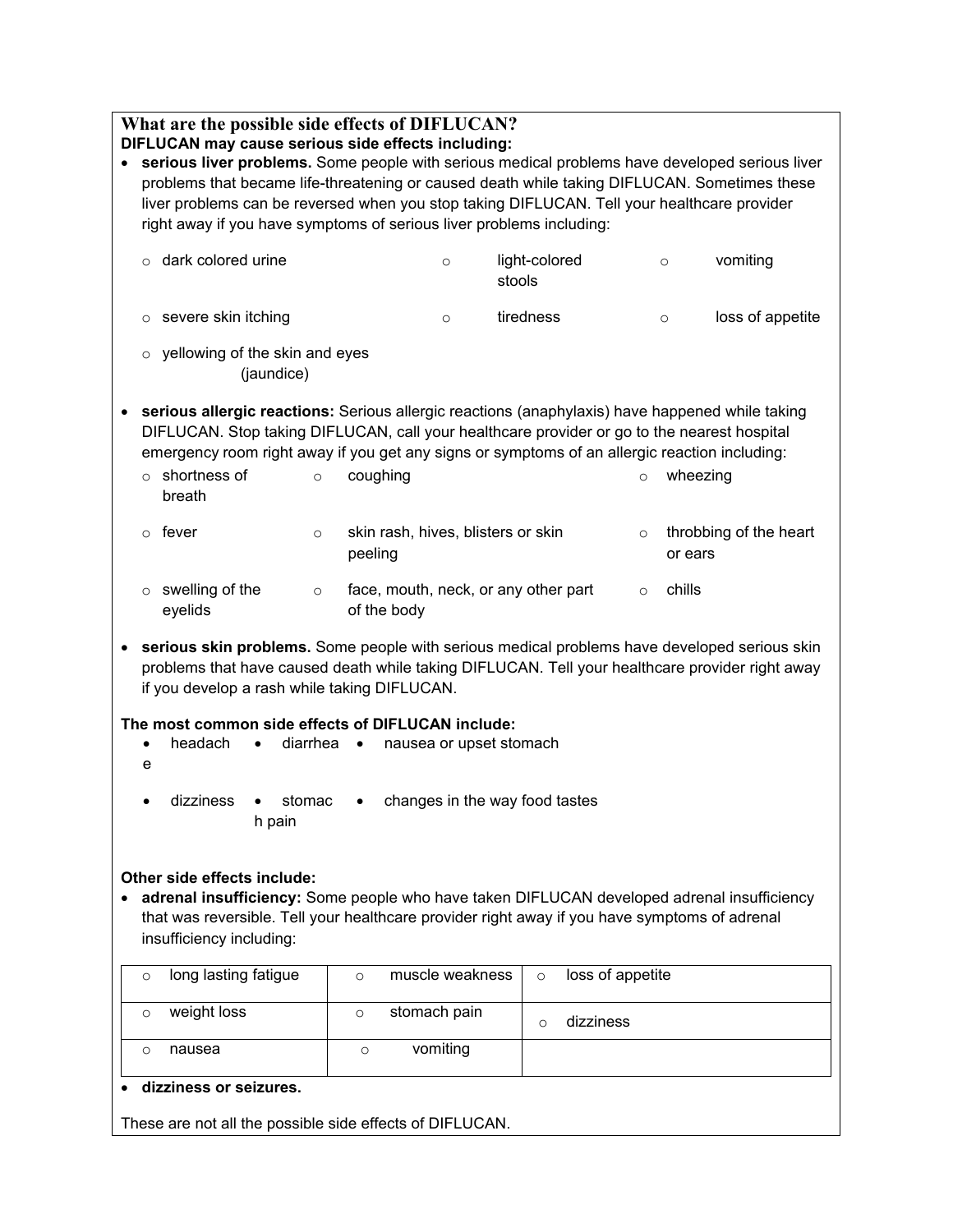## What are the possible side effects of DIFLUCAN?

**DIFLUCAN may cause serious side effects including:**

- **serious liver problems.** Some people with serious medical problems have developed serious liver problems that became life-threatening or caused death while taking DIFLUCAN. Sometimes these liver problems can be reversed when you stop taking DIFLUCAN. Tell your healthcare provider right away if you have symptoms of serious liver problems including:
  - dark colored urine
  - light-colored stools
  - vomiting
  - severe skin itching
  - tiredness
  - loss of appetite
  - yellowing of the skin and eyes (jaundice)
- **serious allergic reactions:** Serious allergic reactions (anaphylaxis) have happened while taking DIFLUCAN. Stop taking DIFLUCAN, call your healthcare provider or go to the nearest hospital emergency room right away if you get any signs or symptoms of an allergic reaction including:
  - shortness of breath
  - coughing
  - wheezing
  - fever
  - skin rash, hives, blisters or skin peeling
  - throbbing of the heart or ears
  - swelling of the eyelids
  - face, mouth, neck, or any other part of the body
  - chills
- **serious skin problems.** Some people with serious medical problems have developed serious skin problems that have caused death while taking DIFLUCAN. Tell your healthcare provider right away if you develop a rash while taking DIFLUCAN.

**The most common side effects of DIFLUCAN include:**

- headache
- diarrhea
- nausea or upset stomach
- dizziness
- stomach pain
- changes in the way food tastes

**Other side effects include:**

- **adrenal insufficiency:** Some people who have taken DIFLUCAN developed adrenal insufficiency that was reversible. Tell your healthcare provider right away if you have symptoms of adrenal insufficiency including:

| | | |
|---|---|---|
| ○ long lasting fatigue | ○ muscle weakness | ○ loss of appetite |
| ○ weight loss | ○ stomach pain | ○ dizziness |
| ○ nausea | ○ vomiting | |

- **dizziness or seizures.**

These are not all the possible side effects of DIFLUCAN.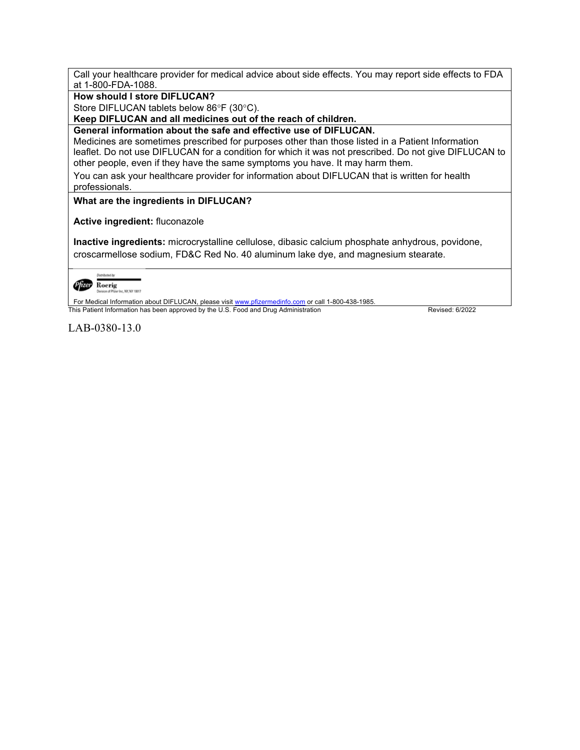Call your healthcare provider for medical advice about side effects. You may report side effects to FDA at 1-800-FDA-1088.

**How should I store DIFLUCAN?**

Store DIFLUCAN tablets below 86°F (30°C).

**Keep DIFLUCAN and all medicines out of the reach of children.**

**General information about the safe and effective use of DIFLUCAN.**

Medicines are sometimes prescribed for purposes other than those listed in a Patient Information leaflet. Do not use DIFLUCAN for a condition for which it was not prescribed. Do not give DIFLUCAN to other people, even if they have the same symptoms you have. It may harm them.

You can ask your healthcare provider for information about DIFLUCAN that is written for health professionals.

**What are the ingredients in DIFLUCAN?**

**Active ingredient:** fluconazole

**Inactive ingredients:** microcrystalline cellulose, dibasic calcium phosphate anhydrous, povidone, croscarmellose sodium, FD&C Red No. 40 aluminum lake dye, and magnesium stearate.

Distributed by
Pfizer Roerig
Division of Pfizer Inc, NY, NY 10017

For Medical Information about DIFLUCAN, please visit www.pfizermedinfo.com or call 1-800-438-1985.

This Patient Information has been approved by the U.S. Food and Drug Administration

Revised: 6/2022

LAB-0380-13.0